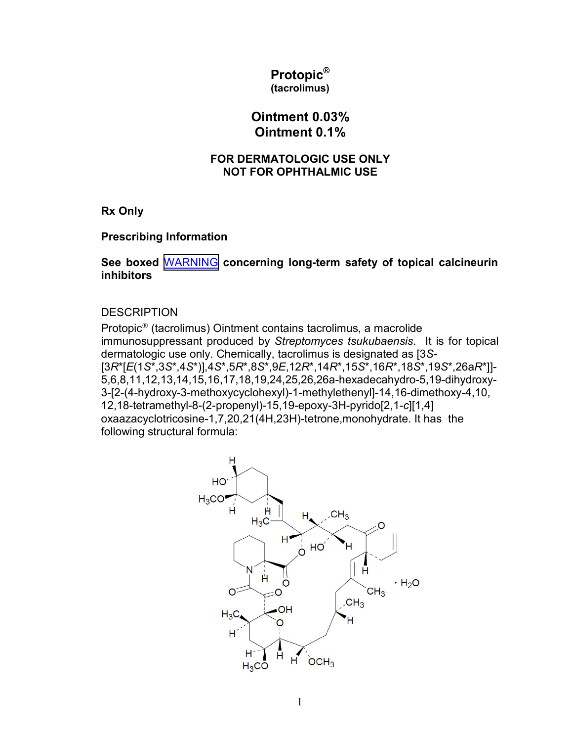# Protopic®

**(tacrolimus)**

## Ointment 0.03%
## Ointment 0.1%

**FOR DERMATOLOGIC USE ONLY**
**NOT FOR OPHTHALMIC USE**

**Rx Only**

**Prescribing Information**

**See boxed WARNING concerning long-term safety of topical calcineurin inhibitors**

## DESCRIPTION

Protopic® (tacrolimus) Ointment contains tacrolimus, a macrolide immunosuppressant produced by *Streptomyces tsukubaensis*. It is for topical dermatologic use only. Chemically, tacrolimus is designated as [3*S*-[3*R**[*E*(1*S**,3*S**,4*S**)],4*S**,5*R**,8*S**,9*E*,12*R**,14*R**,15*S**,16*R**,18*S**,19*S**,26a*R**]]-5,6,8,11,12,13,14,15,16,17,18,19,24,25,26,26a-hexadecahydro-5,19-dihydroxy-3-[2-(4-hydroxy-3-methoxycyclohexyl)-1-methylethenyl]-14,16-dimethoxy-4,10,12,18-tetramethyl-8-(2-propenyl)-15,19-epoxy-3H-pyrido[2,1-*c*][1,4] oxaazacyclotricosine-1,7,20,21(4H,23H)-tetrone,monohydrate. It has the following structural formula: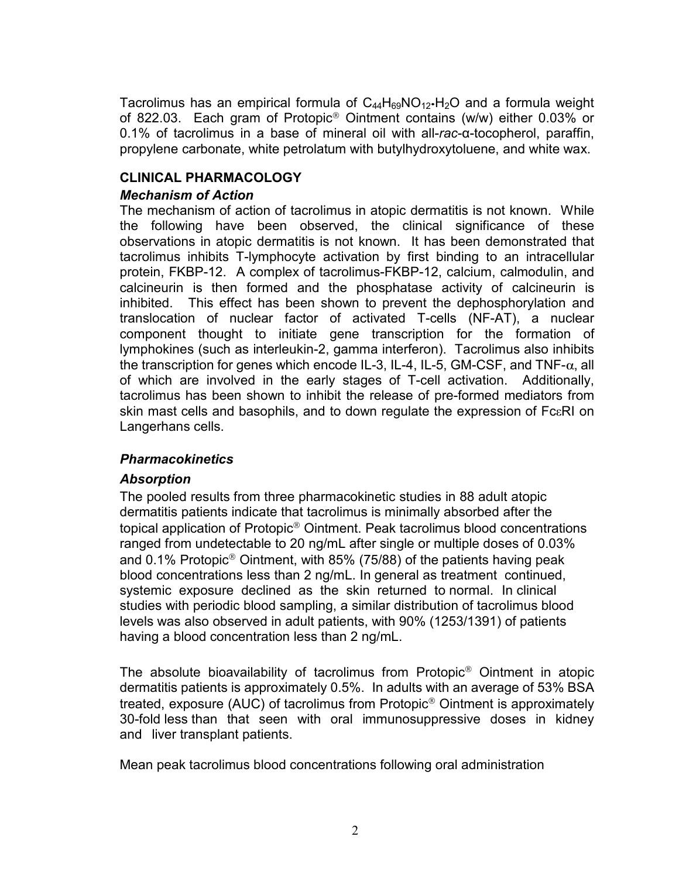Tacrolimus has an empirical formula of $C_{44}H_{69}NO_{12} \cdot H_2O$ and a formula weight of 822.03. Each gram of Protopic® Ointment contains (w/w) either 0.03% or 0.1% of tacrolimus in a base of mineral oil with all-*rac*-α-tocopherol, paraffin, propylene carbonate, white petrolatum with butylhydroxytoluene, and white wax.

## CLINICAL PHARMACOLOGY

### *Mechanism of Action*

The mechanism of action of tacrolimus in atopic dermatitis is not known. While the following have been observed, the clinical significance of these observations in atopic dermatitis is not known. It has been demonstrated that tacrolimus inhibits T-lymphocyte activation by first binding to an intracellular protein, FKBP-12. A complex of tacrolimus-FKBP-12, calcium, calmodulin, and calcineurin is then formed and the phosphatase activity of calcineurin is inhibited. This effect has been shown to prevent the dephosphorylation and translocation of nuclear factor of activated T-cells (NF-AT), a nuclear component thought to initiate gene transcription for the formation of lymphokines (such as interleukin-2, gamma interferon). Tacrolimus also inhibits the transcription for genes which encode IL-3, IL-4, IL-5, GM-CSF, and TNF-$\alpha$, all of which are involved in the early stages of T-cell activation. Additionally, tacrolimus has been shown to inhibit the release of pre-formed mediators from skin mast cells and basophils, and to down regulate the expression of Fc$\varepsilon$RI on Langerhans cells.

### *Pharmacokinetics*

### *Absorption*

The pooled results from three pharmacokinetic studies in 88 adult atopic dermatitis patients indicate that tacrolimus is minimally absorbed after the topical application of Protopic® Ointment. Peak tacrolimus blood concentrations ranged from undetectable to 20 ng/mL after single or multiple doses of 0.03% and 0.1% Protopic® Ointment, with 85% (75/88) of the patients having peak blood concentrations less than 2 ng/mL. In general as treatment continued, systemic exposure declined as the skin returned to normal. In clinical studies with periodic blood sampling, a similar distribution of tacrolimus blood levels was also observed in adult patients, with 90% (1253/1391) of patients having a blood concentration less than 2 ng/mL.

The absolute bioavailability of tacrolimus from Protopic® Ointment in atopic dermatitis patients is approximately 0.5%. In adults with an average of 53% BSA treated, exposure (AUC) of tacrolimus from Protopic® Ointment is approximately 30-fold less than that seen with oral immunosuppressive doses in kidney and liver transplant patients.

Mean peak tacrolimus blood concentrations following oral administration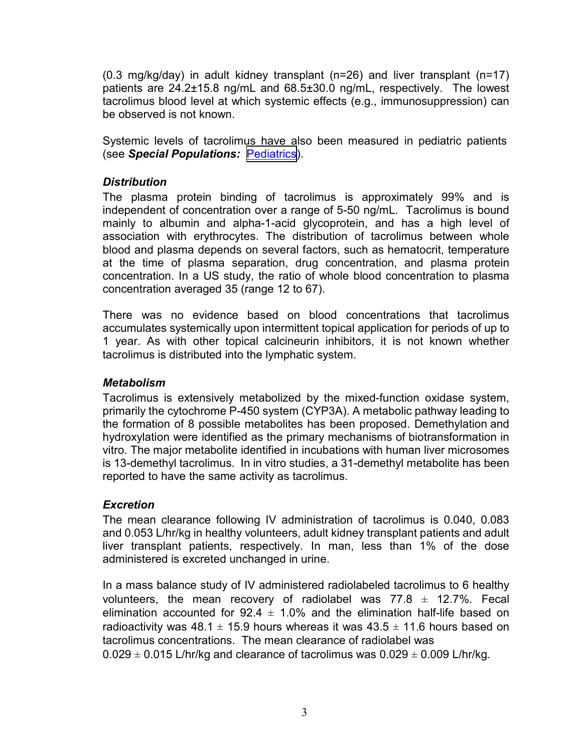(0.3 mg/kg/day) in adult kidney transplant (n=26) and liver transplant (n=17) patients are 24.2±15.8 ng/mL and 68.5±30.0 ng/mL, respectively. The lowest tacrolimus blood level at which systemic effects (e.g., immunosuppression) can be observed is not known.

Systemic levels of tacrolimus have also been measured in pediatric patients (see ***Special Populations:*** Pediatrics).

### *Distribution*

The plasma protein binding of tacrolimus is approximately 99% and is independent of concentration over a range of 5-50 ng/mL. Tacrolimus is bound mainly to albumin and alpha-1-acid glycoprotein, and has a high level of association with erythrocytes. The distribution of tacrolimus between whole blood and plasma depends on several factors, such as hematocrit, temperature at the time of plasma separation, drug concentration, and plasma protein concentration. In a US study, the ratio of whole blood concentration to plasma concentration averaged 35 (range 12 to 67).

There was no evidence based on blood concentrations that tacrolimus accumulates systemically upon intermittent topical application for periods of up to 1 year. As with other topical calcineurin inhibitors, it is not known whether tacrolimus is distributed into the lymphatic system.

### *Metabolism*

Tacrolimus is extensively metabolized by the mixed-function oxidase system, primarily the cytochrome P-450 system (CYP3A). A metabolic pathway leading to the formation of 8 possible metabolites has been proposed. Demethylation and hydroxylation were identified as the primary mechanisms of biotransformation in vitro. The major metabolite identified in incubations with human liver microsomes is 13-demethyl tacrolimus. In in vitro studies, a 31-demethyl metabolite has been reported to have the same activity as tacrolimus.

### *Excretion*

The mean clearance following IV administration of tacrolimus is 0.040, 0.083 and 0.053 L/hr/kg in healthy volunteers, adult kidney transplant patients and adult liver transplant patients, respectively. In man, less than 1% of the dose administered is excreted unchanged in urine.

In a mass balance study of IV administered radiolabeled tacrolimus to 6 healthy volunteers, the mean recovery of radiolabel was 77.8 ± 12.7%. Fecal elimination accounted for 92.4 ± 1.0% and the elimination half-life based on radioactivity was 48.1 ± 15.9 hours whereas it was 43.5 ± 11.6 hours based on tacrolimus concentrations. The mean clearance of radiolabel was 0.029 ± 0.015 L/hr/kg and clearance of tacrolimus was 0.029 ± 0.009 L/hr/kg.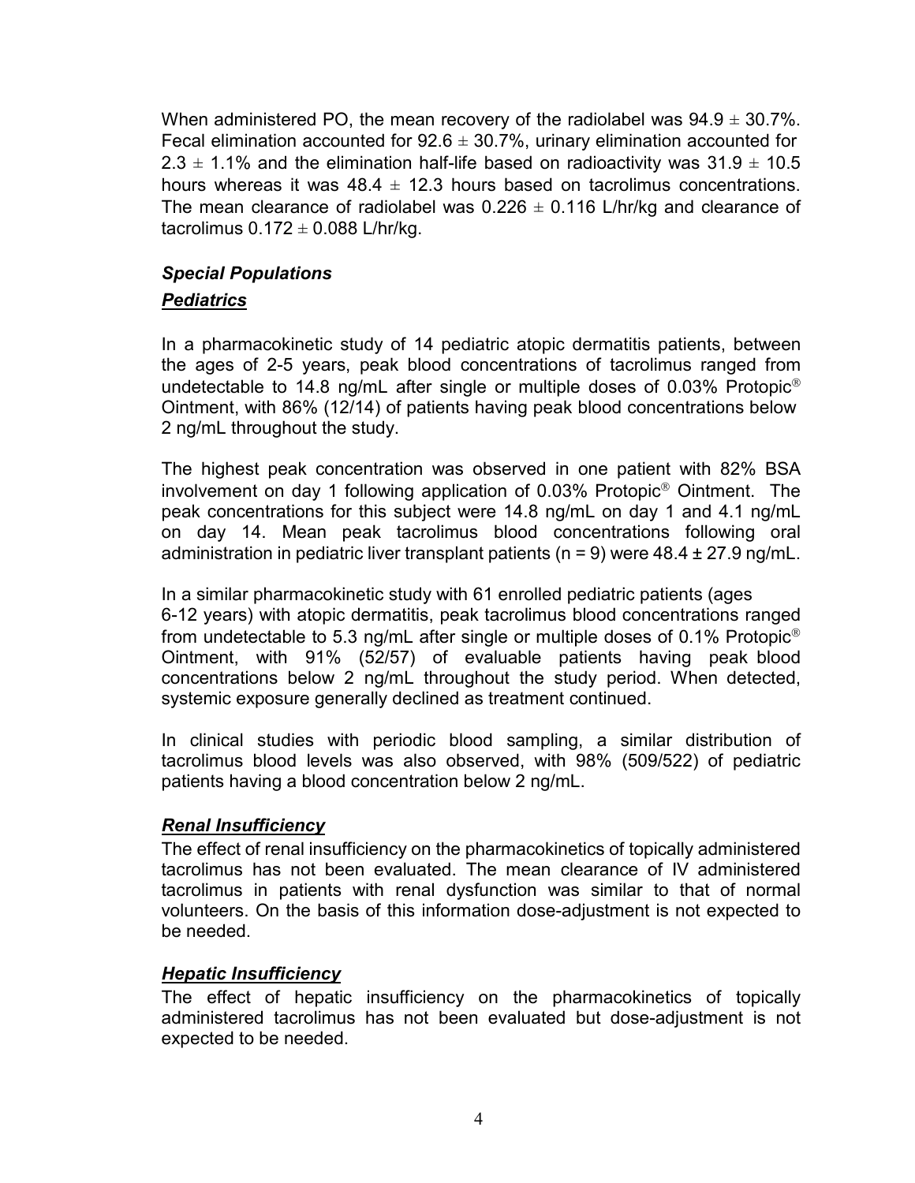When administered PO, the mean recovery of the radiolabel was 94.9 ± 30.7%. Fecal elimination accounted for 92.6 ± 30.7%, urinary elimination accounted for 2.3 ± 1.1% and the elimination half-life based on radioactivity was 31.9 ± 10.5 hours whereas it was 48.4 ± 12.3 hours based on tacrolimus concentrations. The mean clearance of radiolabel was 0.226 ± 0.116 L/hr/kg and clearance of tacrolimus 0.172 ± 0.088 L/hr/kg.

### ***Special Populations***

#### ***Pediatrics***

In a pharmacokinetic study of 14 pediatric atopic dermatitis patients, between the ages of 2-5 years, peak blood concentrations of tacrolimus ranged from undetectable to 14.8 ng/mL after single or multiple doses of 0.03% Protopic® Ointment, with 86% (12/14) of patients having peak blood concentrations below 2 ng/mL throughout the study.

The highest peak concentration was observed in one patient with 82% BSA involvement on day 1 following application of 0.03% Protopic® Ointment. The peak concentrations for this subject were 14.8 ng/mL on day 1 and 4.1 ng/mL on day 14. Mean peak tacrolimus blood concentrations following oral administration in pediatric liver transplant patients (n = 9) were 48.4 ± 27.9 ng/mL.

In a similar pharmacokinetic study with 61 enrolled pediatric patients (ages 6-12 years) with atopic dermatitis, peak tacrolimus blood concentrations ranged from undetectable to 5.3 ng/mL after single or multiple doses of 0.1% Protopic® Ointment, with 91% (52/57) of evaluable patients having peak blood concentrations below 2 ng/mL throughout the study period. When detected, systemic exposure generally declined as treatment continued.

In clinical studies with periodic blood sampling, a similar distribution of tacrolimus blood levels was also observed, with 98% (509/522) of pediatric patients having a blood concentration below 2 ng/mL.

#### ***Renal Insufficiency***

The effect of renal insufficiency on the pharmacokinetics of topically administered tacrolimus has not been evaluated. The mean clearance of IV administered tacrolimus in patients with renal dysfunction was similar to that of normal volunteers. On the basis of this information dose-adjustment is not expected to be needed.

#### ***Hepatic Insufficiency***

The effect of hepatic insufficiency on the pharmacokinetics of topically administered tacrolimus has not been evaluated but dose-adjustment is not expected to be needed.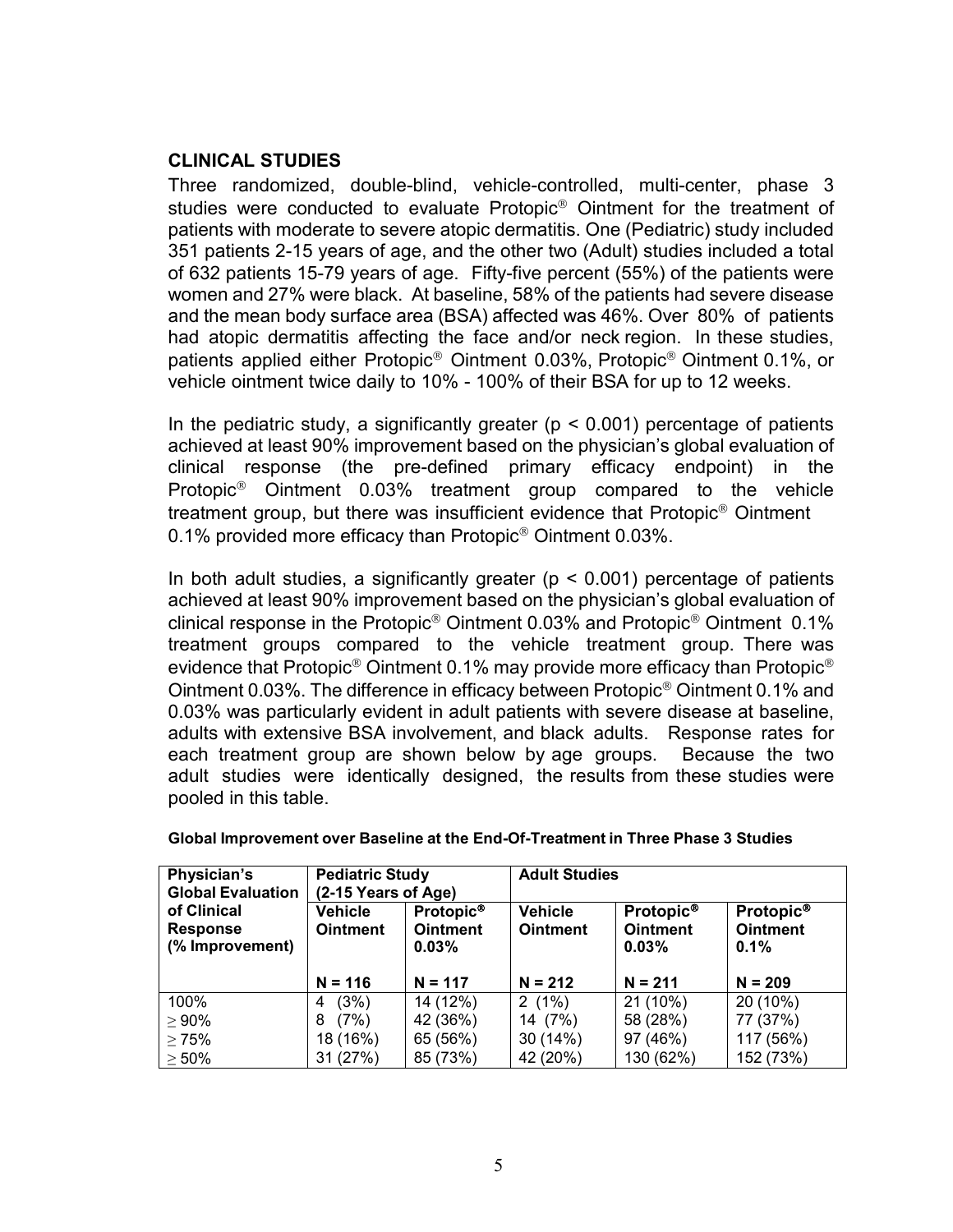## CLINICAL STUDIES

Three randomized, double-blind, vehicle-controlled, multi-center, phase 3 studies were conducted to evaluate Protopic® Ointment for the treatment of patients with moderate to severe atopic dermatitis. One (Pediatric) study included 351 patients 2-15 years of age, and the other two (Adult) studies included a total of 632 patients 15-79 years of age. Fifty-five percent (55%) of the patients were women and 27% were black. At baseline, 58% of the patients had severe disease and the mean body surface area (BSA) affected was 46%. Over 80% of patients had atopic dermatitis affecting the face and/or neck region. In these studies, patients applied either Protopic® Ointment 0.03%, Protopic® Ointment 0.1%, or vehicle ointment twice daily to 10% - 100% of their BSA for up to 12 weeks.

In the pediatric study, a significantly greater ($p < 0.001$) percentage of patients achieved at least 90% improvement based on the physician's global evaluation of clinical response (the pre-defined primary efficacy endpoint) in the Protopic® Ointment 0.03% treatment group compared to the vehicle treatment group, but there was insufficient evidence that Protopic® Ointment 0.1% provided more efficacy than Protopic® Ointment 0.03%.

In both adult studies, a significantly greater ($p < 0.001$) percentage of patients achieved at least 90% improvement based on the physician's global evaluation of clinical response in the Protopic® Ointment 0.03% and Protopic® Ointment 0.1% treatment groups compared to the vehicle treatment group. There was evidence that Protopic® Ointment 0.1% may provide more efficacy than Protopic® Ointment 0.03%. The difference in efficacy between Protopic® Ointment 0.1% and 0.03% was particularly evident in adult patients with severe disease at baseline, adults with extensive BSA involvement, and black adults. Response rates for each treatment group are shown below by age groups. Because the two adult studies were identically designed, the results from these studies were pooled in this table.

**Global Improvement over Baseline at the End-Of-Treatment in Three Phase 3 Studies**

| Physician's Global Evaluation of Clinical Response (% Improvement) | Pediatric Study (2-15 Years of Age) | | Adult Studies | | |
|---|---|---|---|---|---|
| | Vehicle Ointment | Protopic® Ointment 0.03% | Vehicle Ointment | Protopic® Ointment 0.03% | Protopic® Ointment 0.1% |
| | N = 116 | N = 117 | N = 212 | N = 211 | N = 209 |
| 100% | 4 (3%) | 14 (12%) | 2 (1%) | 21 (10%) | 20 (10%) |
| ≥ 90% | 8 (7%) | 42 (36%) | 14 (7%) | 58 (28%) | 77 (37%) |
| ≥ 75% | 18 (16%) | 65 (56%) | 30 (14%) | 97 (46%) | 117 (56%) |
| ≥ 50% | 31 (27%) | 85 (73%) | 42 (20%) | 130 (62%) | 152 (73%) |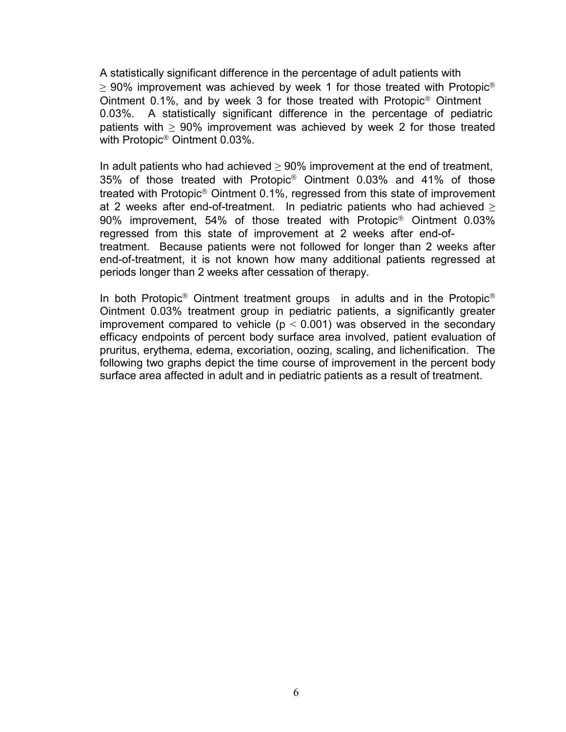A statistically significant difference in the percentage of adult patients with $\geq$ 90% improvement was achieved by week 1 for those treated with Protopic® Ointment 0.1%, and by week 3 for those treated with Protopic® Ointment 0.03%. A statistically significant difference in the percentage of pediatric patients with $\geq$ 90% improvement was achieved by week 2 for those treated with Protopic® Ointment 0.03%.

In adult patients who had achieved $\geq$ 90% improvement at the end of treatment, 35% of those treated with Protopic® Ointment 0.03% and 41% of those treated with Protopic® Ointment 0.1%, regressed from this state of improvement at 2 weeks after end-of-treatment. In pediatric patients who had achieved $\geq$ 90% improvement, 54% of those treated with Protopic® Ointment 0.03% regressed from this state of improvement at 2 weeks after end-of-treatment. Because patients were not followed for longer than 2 weeks after end-of-treatment, it is not known how many additional patients regressed at periods longer than 2 weeks after cessation of therapy.

In both Protopic® Ointment treatment groups in adults and in the Protopic® Ointment 0.03% treatment group in pediatric patients, a significantly greater improvement compared to vehicle ($p < 0.001$) was observed in the secondary efficacy endpoints of percent body surface area involved, patient evaluation of pruritus, erythema, edema, excoriation, oozing, scaling, and lichenification. The following two graphs depict the time course of improvement in the percent body surface area affected in adult and in pediatric patients as a result of treatment.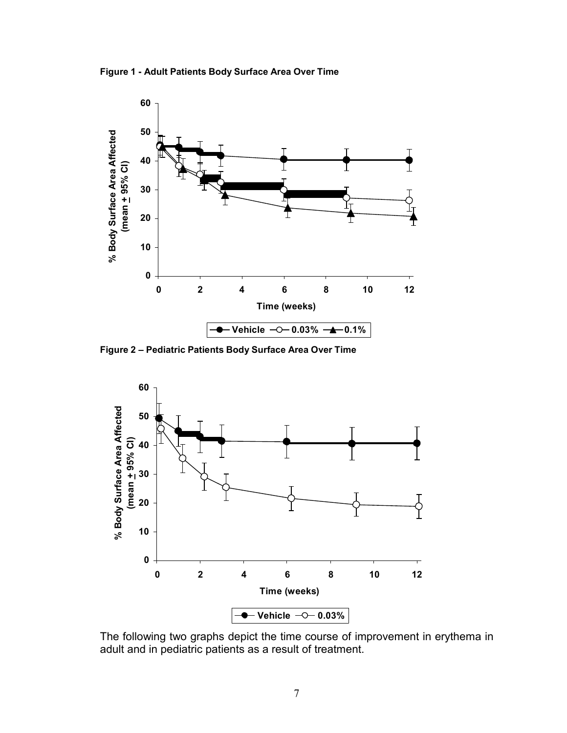**Figure 1 - Adult Patients Body Surface Area Over Time**

**Figure 2 – Pediatric Patients Body Surface Area Over Time**

The following two graphs depict the time course of improvement in erythema in adult and in pediatric patients as a result of treatment.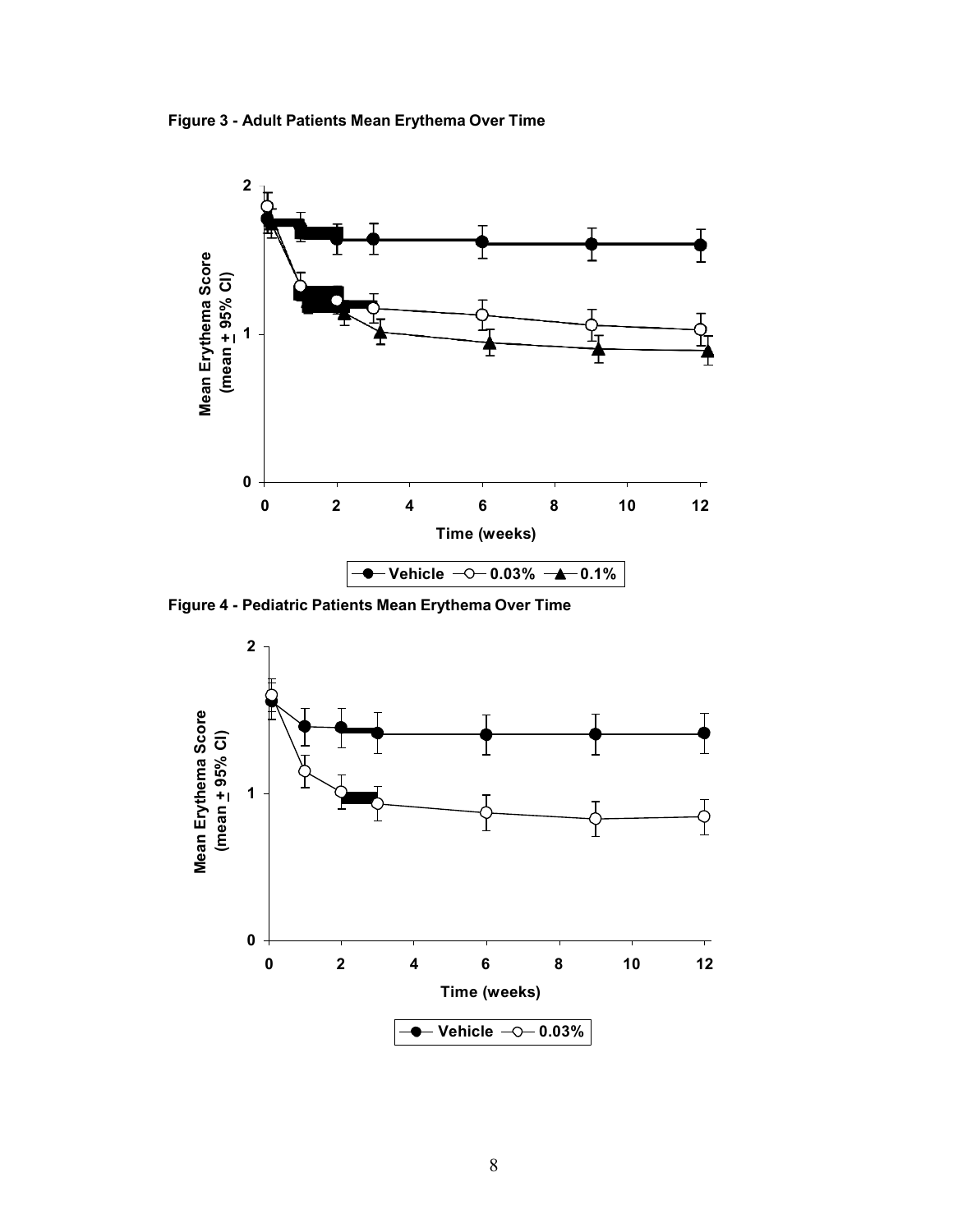**Figure 3 - Adult Patients Mean Erythema Over Time**

**Figure 4 - Pediatric Patients Mean Erythema Over Time**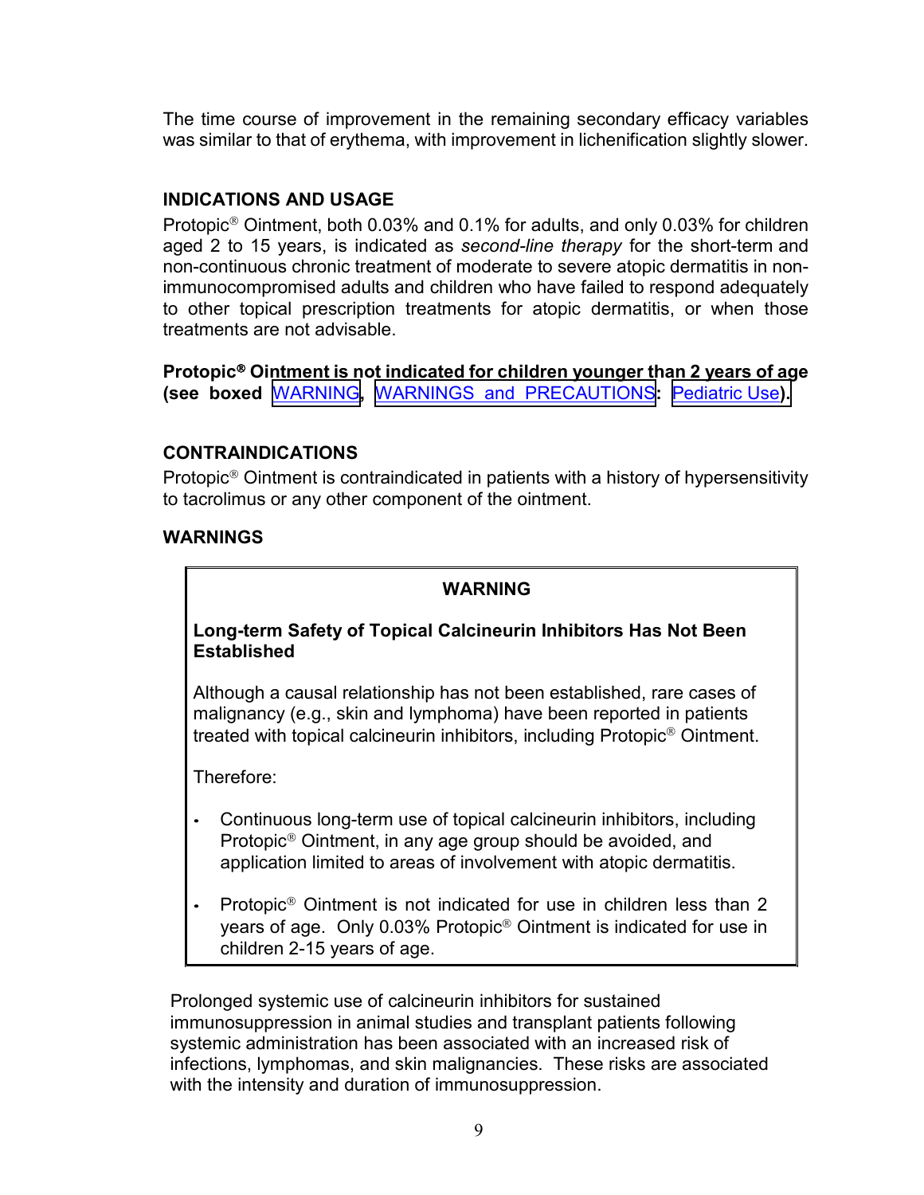The time course of improvement in the remaining secondary efficacy variables was similar to that of erythema, with improvement in lichenification slightly slower.

## INDICATIONS AND USAGE

Protopic® Ointment, both 0.03% and 0.1% for adults, and only 0.03% for children aged 2 to 15 years, is indicated as *second-line therapy* for the short-term and non-continuous chronic treatment of moderate to severe atopic dermatitis in non-immunocompromised adults and children who have failed to respond adequately to other topical prescription treatments for atopic dermatitis, or when those treatments are not advisable.

**Protopic® Ointment is not indicated for children younger than 2 years of age (see boxed WARNING, WARNINGS and PRECAUTIONS: Pediatric Use).**

## CONTRAINDICATIONS

Protopic® Ointment is contraindicated in patients with a history of hypersensitivity to tacrolimus or any other component of the ointment.

## WARNINGS

> **WARNING**
>
> **Long-term Safety of Topical Calcineurin Inhibitors Has Not Been Established**
>
> Although a causal relationship has not been established, rare cases of malignancy (e.g., skin and lymphoma) have been reported in patients treated with topical calcineurin inhibitors, including Protopic® Ointment.
>
> Therefore:
>
> - Continuous long-term use of topical calcineurin inhibitors, including Protopic® Ointment, in any age group should be avoided, and application limited to areas of involvement with atopic dermatitis.
> - Protopic® Ointment is not indicated for use in children less than 2 years of age. Only 0.03% Protopic® Ointment is indicated for use in children 2-15 years of age.

Prolonged systemic use of calcineurin inhibitors for sustained immunosuppression in animal studies and transplant patients following systemic administration has been associated with an increased risk of infections, lymphomas, and skin malignancies. These risks are associated with the intensity and duration of immunosuppression.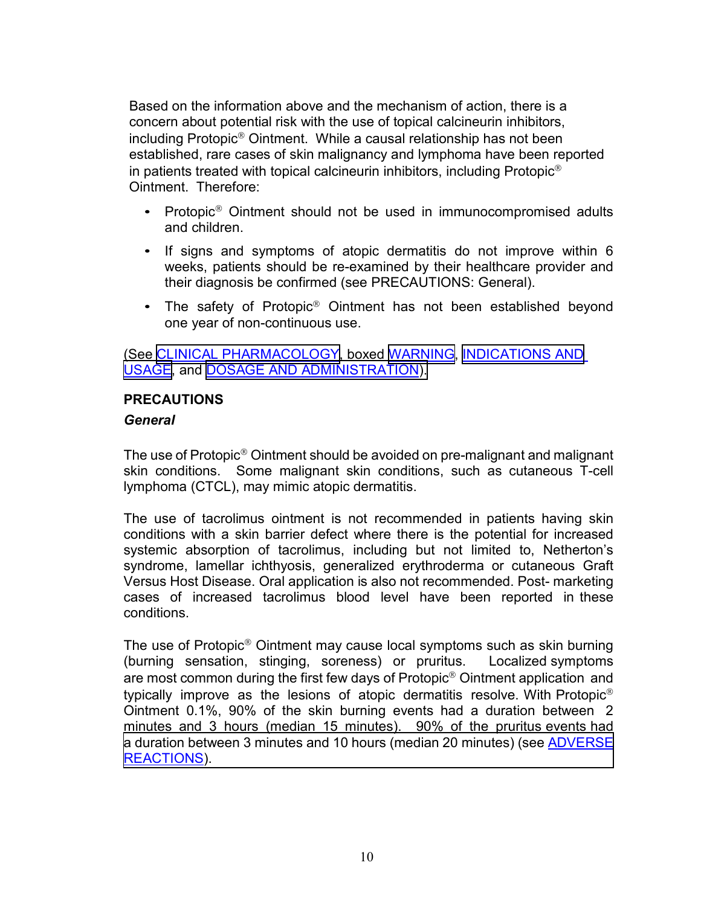Based on the information above and the mechanism of action, there is a concern about potential risk with the use of topical calcineurin inhibitors, including Protopic® Ointment. While a causal relationship has not been established, rare cases of skin malignancy and lymphoma have been reported in patients treated with topical calcineurin inhibitors, including Protopic® Ointment. Therefore:

- Protopic® Ointment should not be used in immunocompromised adults and children.
- If signs and symptoms of atopic dermatitis do not improve within 6 weeks, patients should be re-examined by their healthcare provider and their diagnosis be confirmed (see PRECAUTIONS: General).
- The safety of Protopic® Ointment has not been established beyond one year of non-continuous use.

(See CLINICAL PHARMACOLOGY, boxed WARNING, INDICATIONS AND USAGE, and DOSAGE AND ADMINISTRATION).

## PRECAUTIONS

### *General*

The use of Protopic® Ointment should be avoided on pre-malignant and malignant skin conditions. Some malignant skin conditions, such as cutaneous T-cell lymphoma (CTCL), may mimic atopic dermatitis.

The use of tacrolimus ointment is not recommended in patients having skin conditions with a skin barrier defect where there is the potential for increased systemic absorption of tacrolimus, including but not limited to, Netherton's syndrome, lamellar ichthyosis, generalized erythroderma or cutaneous Graft Versus Host Disease. Oral application is also not recommended. Post- marketing cases of increased tacrolimus blood level have been reported in these conditions.

The use of Protopic® Ointment may cause local symptoms such as skin burning (burning sensation, stinging, soreness) or pruritus. Localized symptoms are most common during the first few days of Protopic® Ointment application and typically improve as the lesions of atopic dermatitis resolve. With Protopic® Ointment 0.1%, 90% of the skin burning events had a duration between 2 minutes and 3 hours (median 15 minutes). 90% of the pruritus events had a duration between 3 minutes and 10 hours (median 20 minutes) (see ADVERSE REACTIONS).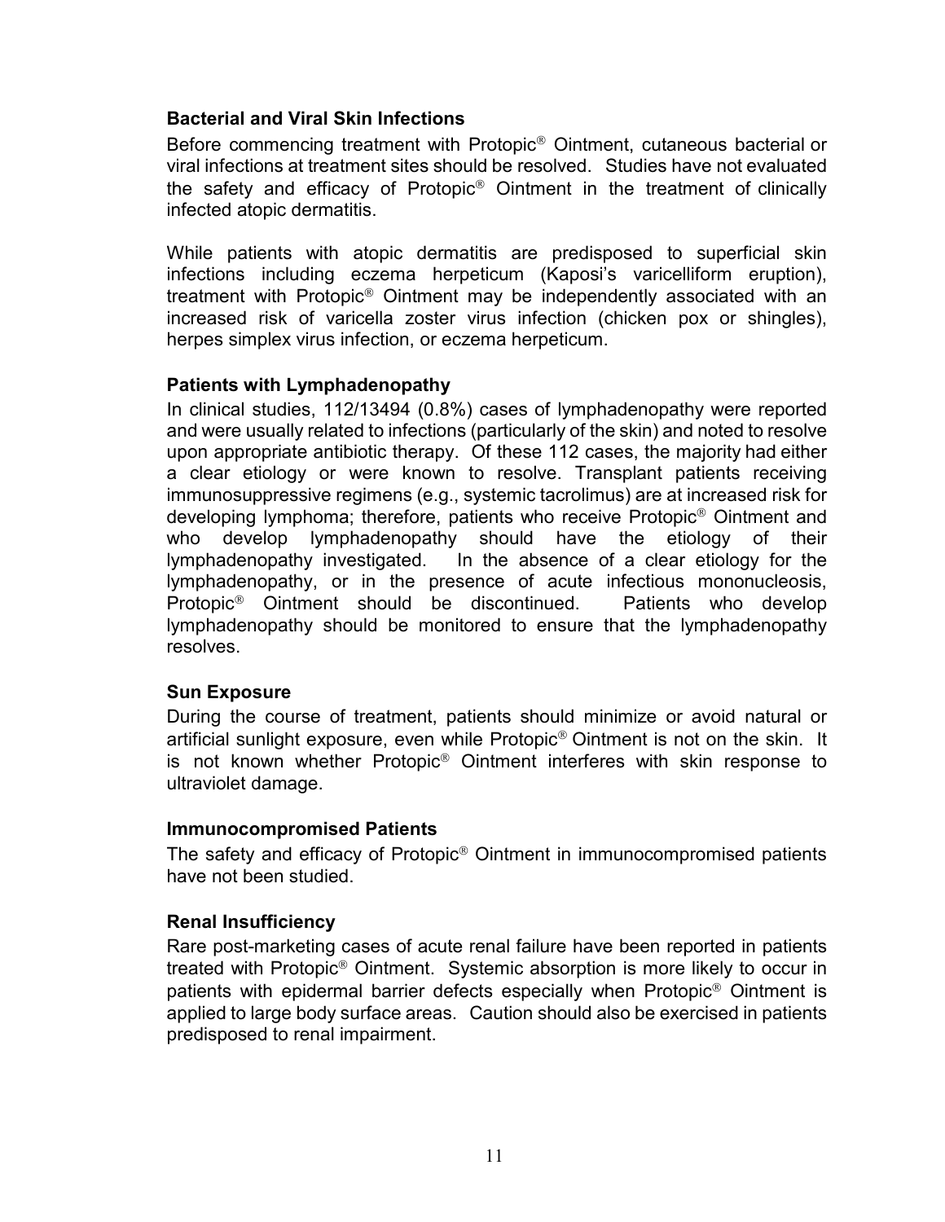**Bacterial and Viral Skin Infections**

Before commencing treatment with Protopic® Ointment, cutaneous bacterial or viral infections at treatment sites should be resolved. Studies have not evaluated the safety and efficacy of Protopic® Ointment in the treatment of clinically infected atopic dermatitis.

While patients with atopic dermatitis are predisposed to superficial skin infections including eczema herpeticum (Kaposi's varicelliform eruption), treatment with Protopic® Ointment may be independently associated with an increased risk of varicella zoster virus infection (chicken pox or shingles), herpes simplex virus infection, or eczema herpeticum.

**Patients with Lymphadenopathy**

In clinical studies, 112/13494 (0.8%) cases of lymphadenopathy were reported and were usually related to infections (particularly of the skin) and noted to resolve upon appropriate antibiotic therapy. Of these 112 cases, the majority had either a clear etiology or were known to resolve. Transplant patients receiving immunosuppressive regimens (e.g., systemic tacrolimus) are at increased risk for developing lymphoma; therefore, patients who receive Protopic® Ointment and who develop lymphadenopathy should have the etiology of their lymphadenopathy investigated. In the absence of a clear etiology for the lymphadenopathy, or in the presence of acute infectious mononucleosis, Protopic® Ointment should be discontinued. Patients who develop lymphadenopathy should be monitored to ensure that the lymphadenopathy resolves.

**Sun Exposure**

During the course of treatment, patients should minimize or avoid natural or artificial sunlight exposure, even while Protopic® Ointment is not on the skin. It is not known whether Protopic® Ointment interferes with skin response to ultraviolet damage.

**Immunocompromised Patients**

The safety and efficacy of Protopic® Ointment in immunocompromised patients have not been studied.

**Renal Insufficiency**

Rare post-marketing cases of acute renal failure have been reported in patients treated with Protopic® Ointment. Systemic absorption is more likely to occur in patients with epidermal barrier defects especially when Protopic® Ointment is applied to large body surface areas. Caution should also be exercised in patients predisposed to renal impairment.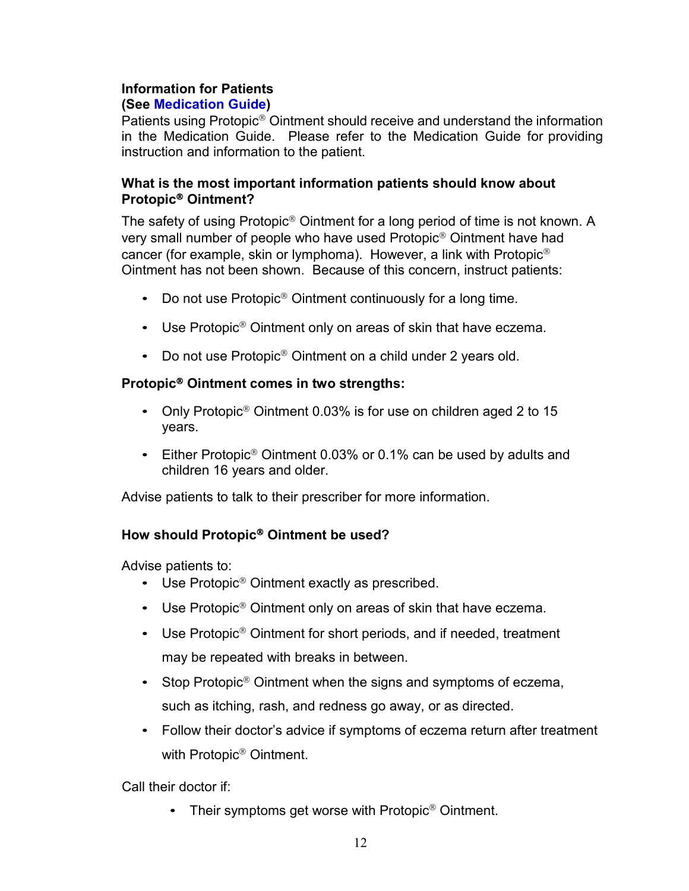**Information for Patients**
**(See Medication Guide)**

Patients using Protopic® Ointment should receive and understand the information in the Medication Guide. Please refer to the Medication Guide for providing instruction and information to the patient.

**What is the most important information patients should know about Protopic® Ointment?**

The safety of using Protopic® Ointment for a long period of time is not known. A very small number of people who have used Protopic® Ointment have had cancer (for example, skin or lymphoma). However, a link with Protopic® Ointment has not been shown. Because of this concern, instruct patients:

- Do not use Protopic® Ointment continuously for a long time.
- Use Protopic® Ointment only on areas of skin that have eczema.
- Do not use Protopic® Ointment on a child under 2 years old.

**Protopic® Ointment comes in two strengths:**

- Only Protopic® Ointment 0.03% is for use on children aged 2 to 15 years.
- Either Protopic® Ointment 0.03% or 0.1% can be used by adults and children 16 years and older.

Advise patients to talk to their prescriber for more information.

**How should Protopic® Ointment be used?**

Advise patients to:

- Use Protopic® Ointment exactly as prescribed.
- Use Protopic® Ointment only on areas of skin that have eczema.
- Use Protopic® Ointment for short periods, and if needed, treatment may be repeated with breaks in between.
- Stop Protopic® Ointment when the signs and symptoms of eczema, such as itching, rash, and redness go away, or as directed.
- Follow their doctor's advice if symptoms of eczema return after treatment with Protopic® Ointment.

Call their doctor if:

- Their symptoms get worse with Protopic® Ointment.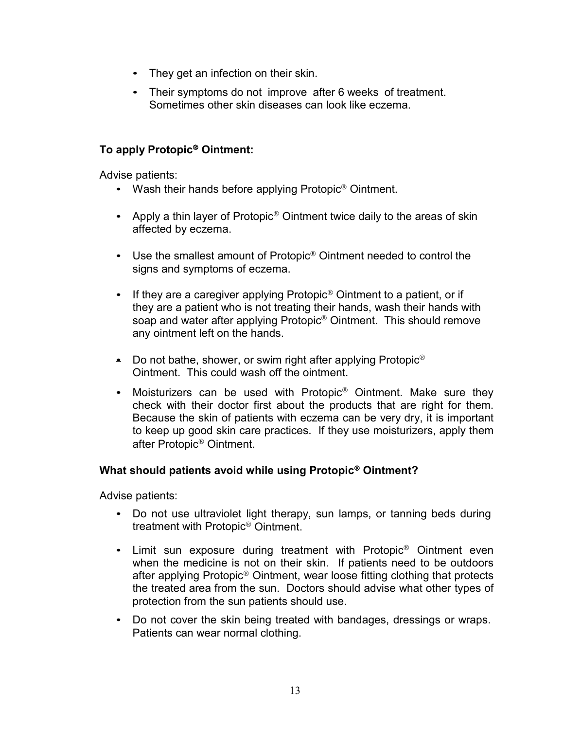- They get an infection on their skin.
- Their symptoms do not improve after 6 weeks of treatment. Sometimes other skin diseases can look like eczema.

**To apply Protopic® Ointment:**

Advise patients:

- Wash their hands before applying Protopic® Ointment.
- Apply a thin layer of Protopic® Ointment twice daily to the areas of skin affected by eczema.
- Use the smallest amount of Protopic® Ointment needed to control the signs and symptoms of eczema.
- If they are a caregiver applying Protopic® Ointment to a patient, or if they are a patient who is not treating their hands, wash their hands with soap and water after applying Protopic® Ointment. This should remove any ointment left on the hands.
- Do not bathe, shower, or swim right after applying Protopic® Ointment. This could wash off the ointment.
- Moisturizers can be used with Protopic® Ointment. Make sure they check with their doctor first about the products that are right for them. Because the skin of patients with eczema can be very dry, it is important to keep up good skin care practices. If they use moisturizers, apply them after Protopic® Ointment.

**What should patients avoid while using Protopic® Ointment?**

Advise patients:

- Do not use ultraviolet light therapy, sun lamps, or tanning beds during treatment with Protopic® Ointment.
- Limit sun exposure during treatment with Protopic® Ointment even when the medicine is not on their skin. If patients need to be outdoors after applying Protopic® Ointment, wear loose fitting clothing that protects the treated area from the sun. Doctors should advise what other types of protection from the sun patients should use.
- Do not cover the skin being treated with bandages, dressings or wraps. Patients can wear normal clothing.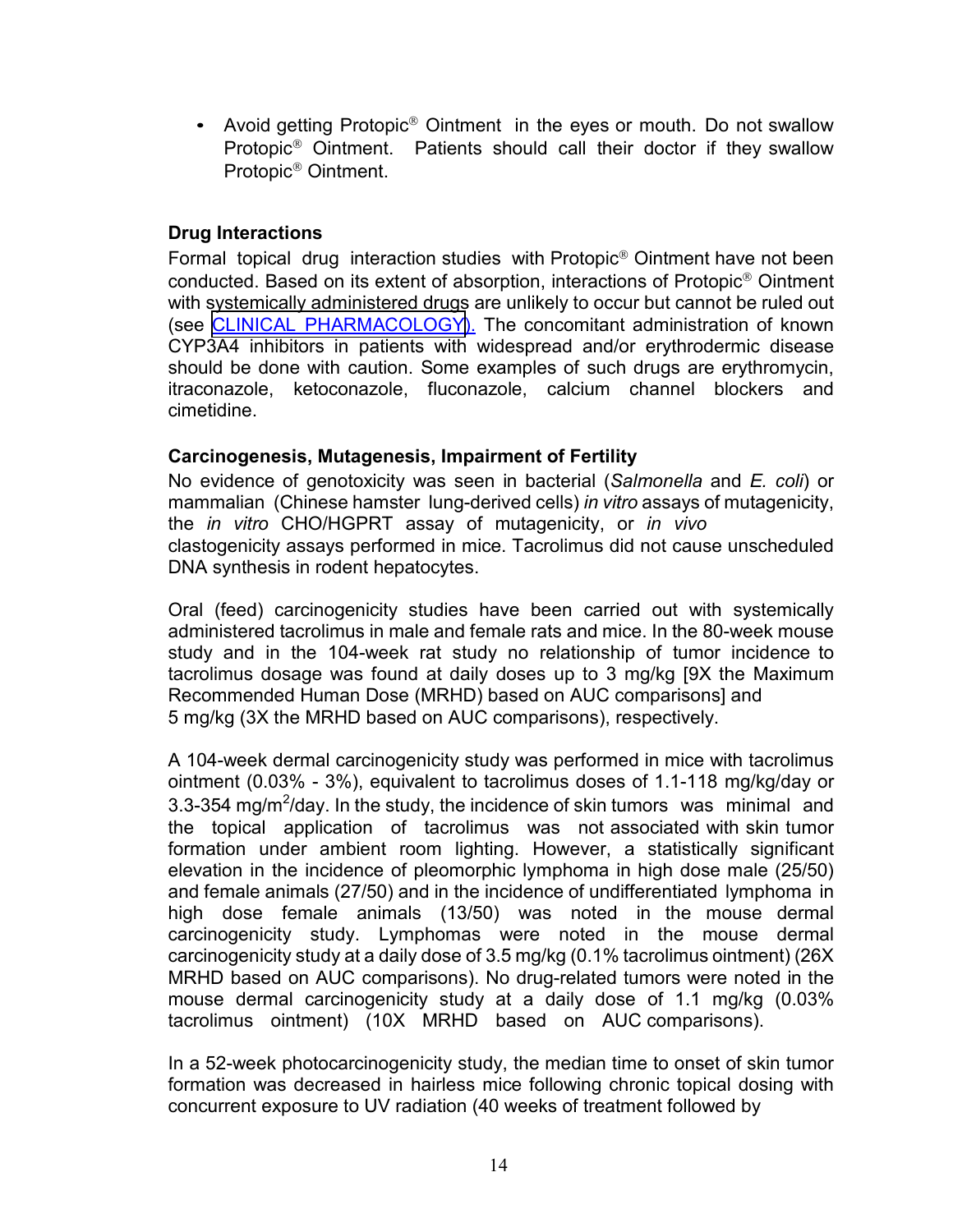- Avoid getting Protopic® Ointment in the eyes or mouth. Do not swallow Protopic® Ointment. Patients should call their doctor if they swallow Protopic® Ointment.

### Drug Interactions

Formal topical drug interaction studies with Protopic® Ointment have not been conducted. Based on its extent of absorption, interactions of Protopic® Ointment with systemically administered drugs are unlikely to occur but cannot be ruled out (see CLINICAL PHARMACOLOGY). The concomitant administration of known CYP3A4 inhibitors in patients with widespread and/or erythrodermic disease should be done with caution. Some examples of such drugs are erythromycin, itraconazole, ketoconazole, fluconazole, calcium channel blockers and cimetidine.

### Carcinogenesis, Mutagenesis, Impairment of Fertility

No evidence of genotoxicity was seen in bacterial (*Salmonella* and *E. coli*) or mammalian (Chinese hamster lung-derived cells) *in vitro* assays of mutagenicity, the *in vitro* CHO/HGPRT assay of mutagenicity, or *in vivo* clastogenicity assays performed in mice. Tacrolimus did not cause unscheduled DNA synthesis in rodent hepatocytes.

Oral (feed) carcinogenicity studies have been carried out with systemically administered tacrolimus in male and female rats and mice. In the 80-week mouse study and in the 104-week rat study no relationship of tumor incidence to tacrolimus dosage was found at daily doses up to 3 mg/kg [9X the Maximum Recommended Human Dose (MRHD) based on AUC comparisons] and 5 mg/kg (3X the MRHD based on AUC comparisons), respectively.

A 104-week dermal carcinogenicity study was performed in mice with tacrolimus ointment (0.03% - 3%), equivalent to tacrolimus doses of 1.1-118 mg/kg/day or 3.3-354 mg/m$^2$/day. In the study, the incidence of skin tumors was minimal and the topical application of tacrolimus was not associated with skin tumor formation under ambient room lighting. However, a statistically significant elevation in the incidence of pleomorphic lymphoma in high dose male (25/50) and female animals (27/50) and in the incidence of undifferentiated lymphoma in high dose female animals (13/50) was noted in the mouse dermal carcinogenicity study. Lymphomas were noted in the mouse dermal carcinogenicity study at a daily dose of 3.5 mg/kg (0.1% tacrolimus ointment) (26X MRHD based on AUC comparisons). No drug-related tumors were noted in the mouse dermal carcinogenicity study at a daily dose of 1.1 mg/kg (0.03% tacrolimus ointment) (10X MRHD based on AUC comparisons).

In a 52-week photocarcinogenicity study, the median time to onset of skin tumor formation was decreased in hairless mice following chronic topical dosing with concurrent exposure to UV radiation (40 weeks of treatment followed by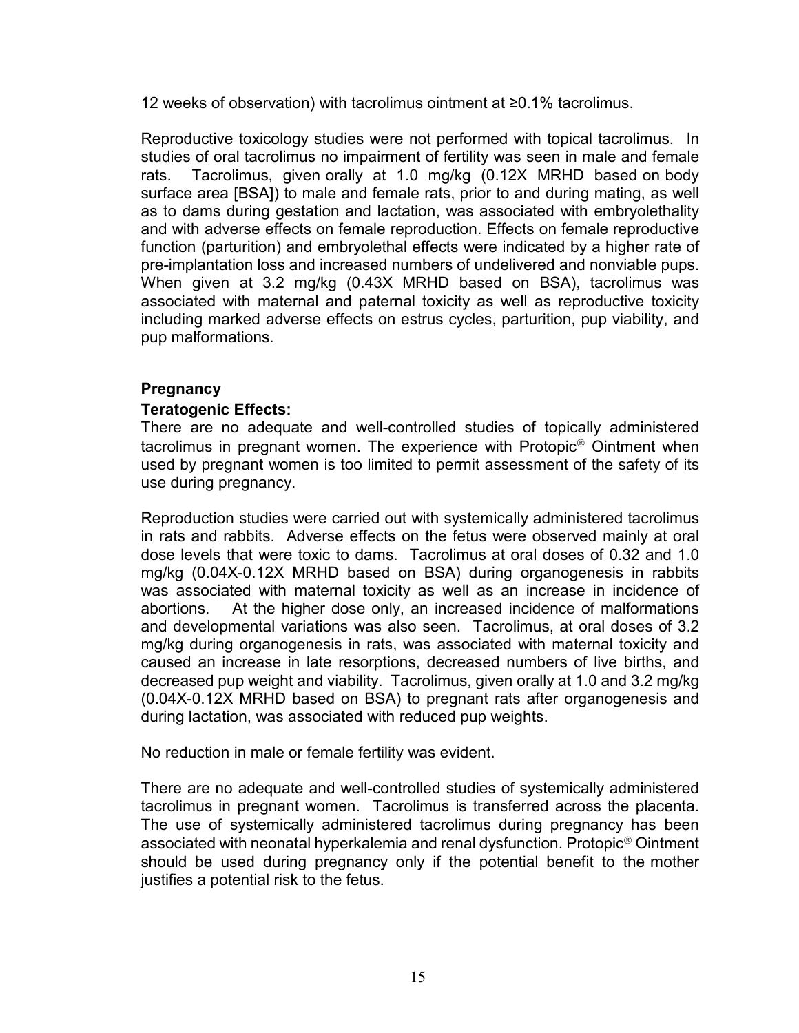12 weeks of observation) with tacrolimus ointment at ≥0.1% tacrolimus.

Reproductive toxicology studies were not performed with topical tacrolimus. In studies of oral tacrolimus no impairment of fertility was seen in male and female rats. Tacrolimus, given orally at 1.0 mg/kg (0.12X MRHD based on body surface area [BSA]) to male and female rats, prior to and during mating, as well as to dams during gestation and lactation, was associated with embryolethality and with adverse effects on female reproduction. Effects on female reproductive function (parturition) and embryolethal effects were indicated by a higher rate of pre-implantation loss and increased numbers of undelivered and nonviable pups. When given at 3.2 mg/kg (0.43X MRHD based on BSA), tacrolimus was associated with maternal and paternal toxicity as well as reproductive toxicity including marked adverse effects on estrus cycles, parturition, pup viability, and pup malformations.

**Pregnancy**

**Teratogenic Effects:**

There are no adequate and well-controlled studies of topically administered tacrolimus in pregnant women. The experience with Protopic® Ointment when used by pregnant women is too limited to permit assessment of the safety of its use during pregnancy.

Reproduction studies were carried out with systemically administered tacrolimus in rats and rabbits. Adverse effects on the fetus were observed mainly at oral dose levels that were toxic to dams. Tacrolimus at oral doses of 0.32 and 1.0 mg/kg (0.04X-0.12X MRHD based on BSA) during organogenesis in rabbits was associated with maternal toxicity as well as an increase in incidence of abortions. At the higher dose only, an increased incidence of malformations and developmental variations was also seen. Tacrolimus, at oral doses of 3.2 mg/kg during organogenesis in rats, was associated with maternal toxicity and caused an increase in late resorptions, decreased numbers of live births, and decreased pup weight and viability. Tacrolimus, given orally at 1.0 and 3.2 mg/kg (0.04X-0.12X MRHD based on BSA) to pregnant rats after organogenesis and during lactation, was associated with reduced pup weights.

No reduction in male or female fertility was evident.

There are no adequate and well-controlled studies of systemically administered tacrolimus in pregnant women. Tacrolimus is transferred across the placenta. The use of systemically administered tacrolimus during pregnancy has been associated with neonatal hyperkalemia and renal dysfunction. Protopic® Ointment should be used during pregnancy only if the potential benefit to the mother justifies a potential risk to the fetus.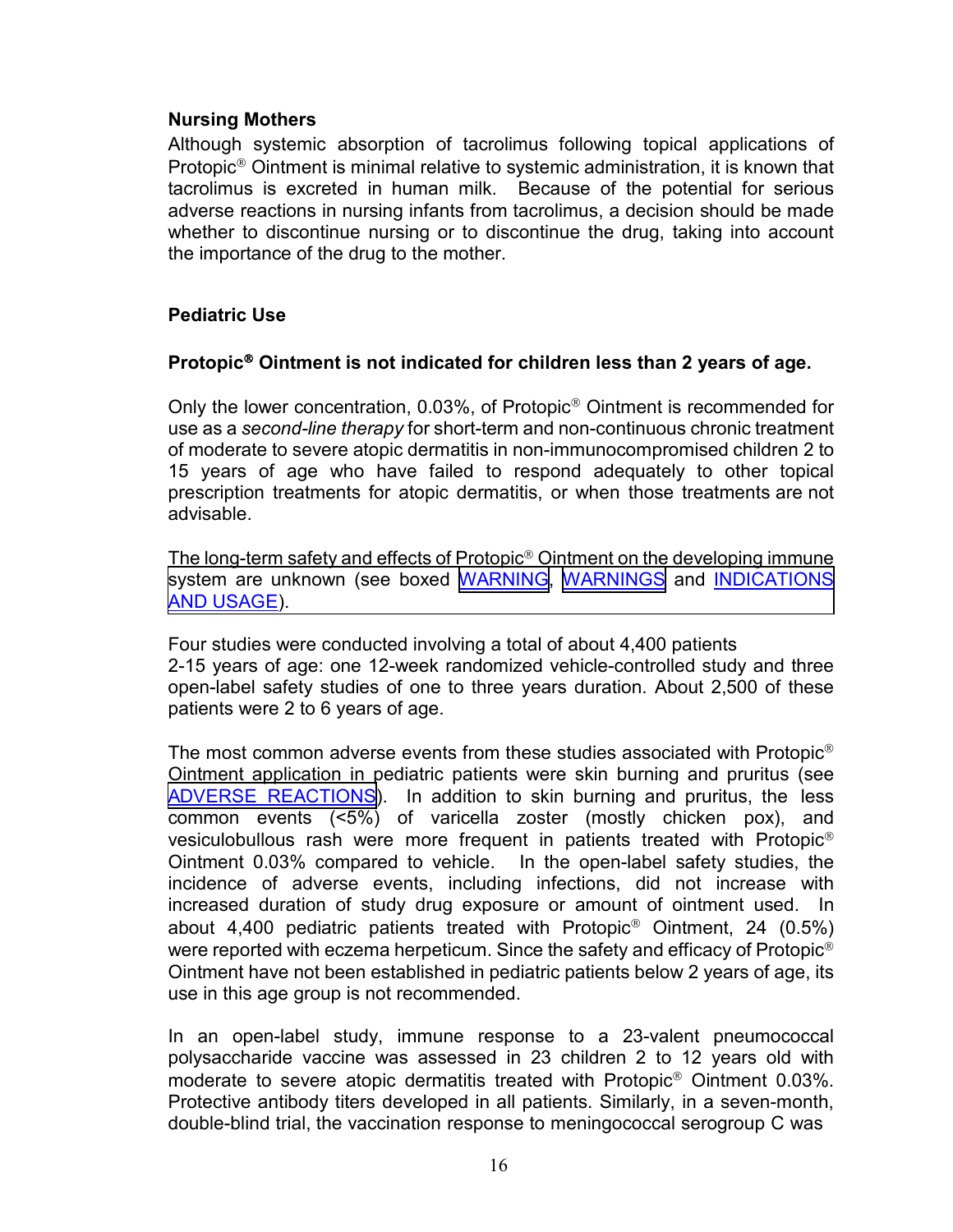### Nursing Mothers

Although systemic absorption of tacrolimus following topical applications of Protopic® Ointment is minimal relative to systemic administration, it is known that tacrolimus is excreted in human milk. Because of the potential for serious adverse reactions in nursing infants from tacrolimus, a decision should be made whether to discontinue nursing or to discontinue the drug, taking into account the importance of the drug to the mother.

### Pediatric Use

**Protopic® Ointment is not indicated for children less than 2 years of age.**

Only the lower concentration, 0.03%, of Protopic® Ointment is recommended for use as a *second-line therapy* for short-term and non-continuous chronic treatment of moderate to severe atopic dermatitis in non-immunocompromised children 2 to 15 years of age who have failed to respond adequately to other topical prescription treatments for atopic dermatitis, or when those treatments are not advisable.

The long-term safety and effects of Protopic® Ointment on the developing immune system are unknown (see boxed WARNING, WARNINGS and INDICATIONS AND USAGE).

Four studies were conducted involving a total of about 4,400 patients 2-15 years of age: one 12-week randomized vehicle-controlled study and three open-label safety studies of one to three years duration. About 2,500 of these patients were 2 to 6 years of age.

The most common adverse events from these studies associated with Protopic® Ointment application in pediatric patients were skin burning and pruritus (see ADVERSE REACTIONS). In addition to skin burning and pruritus, the less common events (<5%) of varicella zoster (mostly chicken pox), and vesiculobullous rash were more frequent in patients treated with Protopic® Ointment 0.03% compared to vehicle. In the open-label safety studies, the incidence of adverse events, including infections, did not increase with increased duration of study drug exposure or amount of ointment used. In about 4,400 pediatric patients treated with Protopic® Ointment, 24 (0.5%) were reported with eczema herpeticum. Since the safety and efficacy of Protopic® Ointment have not been established in pediatric patients below 2 years of age, its use in this age group is not recommended.

In an open-label study, immune response to a 23-valent pneumococcal polysaccharide vaccine was assessed in 23 children 2 to 12 years old with moderate to severe atopic dermatitis treated with Protopic® Ointment 0.03%. Protective antibody titers developed in all patients. Similarly, in a seven-month, double-blind trial, the vaccination response to meningococcal serogroup C was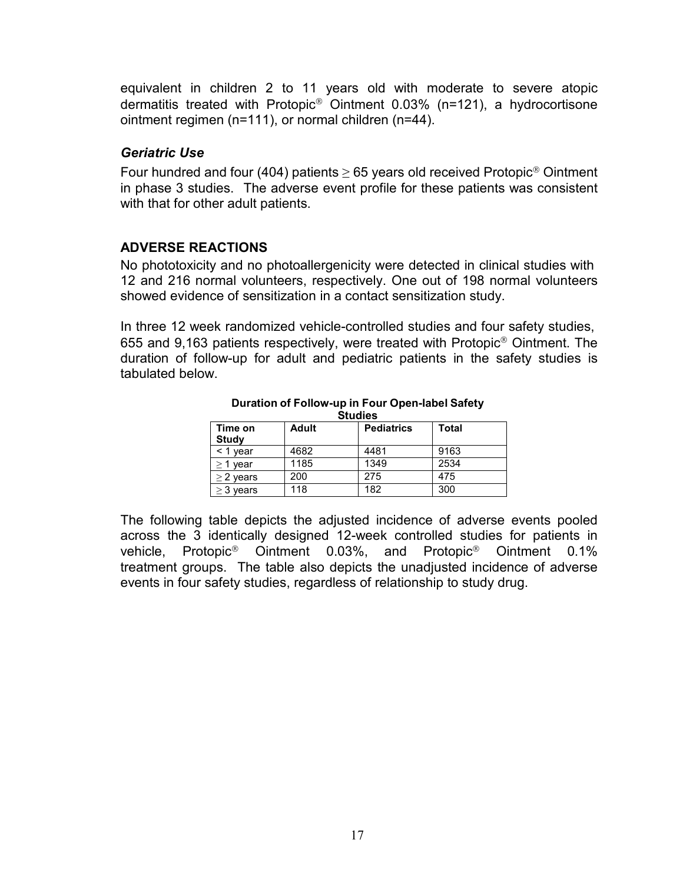equivalent in children 2 to 11 years old with moderate to severe atopic dermatitis treated with Protopic® Ointment 0.03% (n=121), a hydrocortisone ointment regimen (n=111), or normal children (n=44).

### *Geriatric Use*

Four hundred and four (404) patients ≥ 65 years old received Protopic® Ointment in phase 3 studies. The adverse event profile for these patients was consistent with that for other adult patients.

## ADVERSE REACTIONS

No phototoxicity and no photoallergenicity were detected in clinical studies with 12 and 216 normal volunteers, respectively. One out of 198 normal volunteers showed evidence of sensitization in a contact sensitization study.

In three 12 week randomized vehicle-controlled studies and four safety studies, 655 and 9,163 patients respectively, were treated with Protopic® Ointment. The duration of follow-up for adult and pediatric patients in the safety studies is tabulated below.

**Duration of Follow-up in Four Open-label Safety Studies**

| Time on Study | Adult | Pediatrics | Total |
|---|---|---|---|
| < 1 year | 4682 | 4481 | 9163 |
| ≥ 1 year | 1185 | 1349 | 2534 |
| ≥ 2 years | 200 | 275 | 475 |
| ≥ 3 years | 118 | 182 | 300 |

The following table depicts the adjusted incidence of adverse events pooled across the 3 identically designed 12-week controlled studies for patients in vehicle, Protopic® Ointment 0.03%, and Protopic® Ointment 0.1% treatment groups. The table also depicts the unadjusted incidence of adverse events in four safety studies, regardless of relationship to study drug.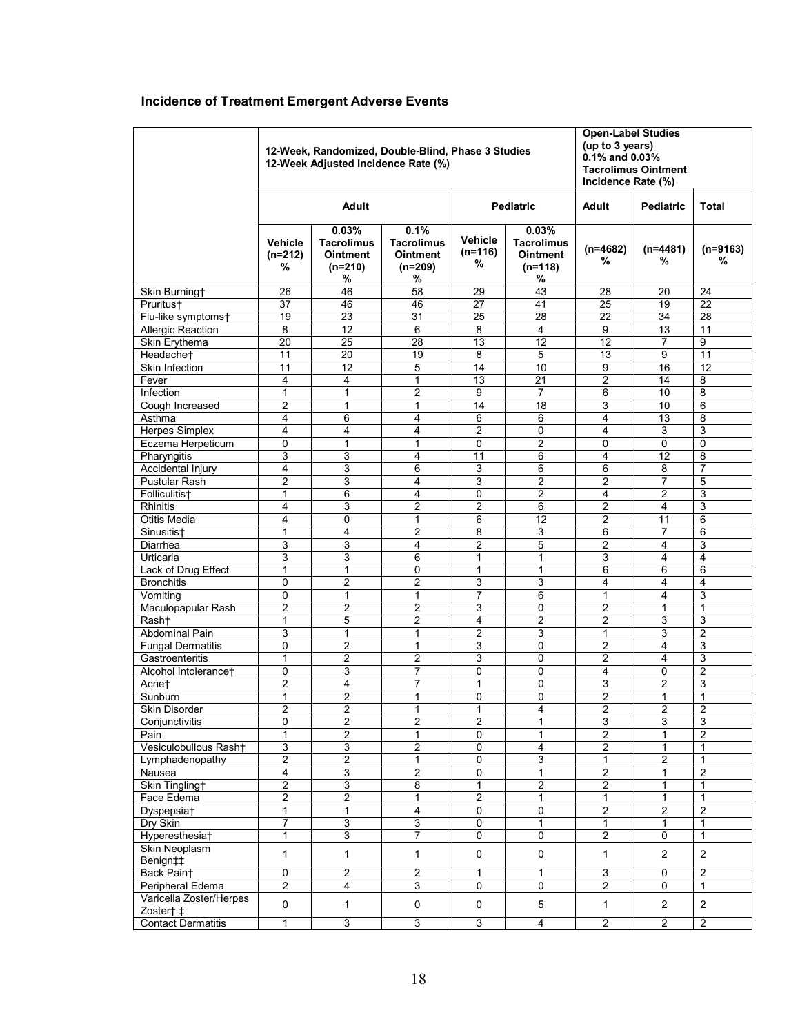### Incidence of Treatment Emergent Adverse Events

| | 12-Week, Randomized, Double-Blind, Phase 3 Studies 12-Week Adjusted Incidence Rate (%) | | | | | Open-Label Studies (up to 3 years) 0.1% and 0.03% Tacrolimus Ointment Incidence Rate (%) | | |
|---|---|---|---|---|---|---|---|---|
| | Adult | | | Pediatric | | Adult | Pediatric | Total |
| | Vehicle (n=212) % | 0.03% Tacrolimus Ointment (n=210) % | 0.1% Tacrolimus Ointment (n=209) % | Vehicle (n=116) % | 0.03% Tacrolimus Ointment (n=118) % | (n=4682) % | (n=4481) % | (n=9163) % |
| Skin Burning† | 26 | 46 | 58 | 29 | 43 | 28 | 20 | 24 |
| Pruritus† | 37 | 46 | 46 | 27 | 41 | 25 | 19 | 22 |
| Flu-like symptoms† | 19 | 23 | 31 | 25 | 28 | 22 | 34 | 28 |
| Allergic Reaction | 8 | 12 | 6 | 8 | 4 | 9 | 13 | 11 |
| Skin Erythema | 20 | 25 | 28 | 13 | 12 | 12 | 7 | 9 |
| Headache† | 11 | 20 | 19 | 8 | 5 | 13 | 9 | 11 |
| Skin Infection | 11 | 12 | 5 | 14 | 10 | 9 | 16 | 12 |
| Fever | 4 | 4 | 1 | 13 | 21 | 2 | 14 | 8 |
| Infection | 1 | 1 | 2 | 9 | 7 | 6 | 10 | 8 |
| Cough Increased | 2 | 1 | 1 | 14 | 18 | 3 | 10 | 6 |
| Asthma | 4 | 6 | 4 | 6 | 6 | 4 | 13 | 8 |
| Herpes Simplex | 4 | 4 | 4 | 2 | 0 | 4 | 3 | 3 |
| Eczema Herpeticum | 0 | 1 | 1 | 0 | 2 | 0 | 0 | 0 |
| Pharyngitis | 3 | 3 | 4 | 11 | 6 | 4 | 12 | 8 |
| Accidental Injury | 4 | 3 | 6 | 3 | 6 | 6 | 8 | 7 |
| Pustular Rash | 2 | 3 | 4 | 3 | 2 | 2 | 7 | 5 |
| Folliculitis† | 1 | 6 | 4 | 0 | 2 | 4 | 2 | 3 |
| Rhinitis | 4 | 3 | 2 | 2 | 6 | 2 | 4 | 3 |
| Otitis Media | 4 | 0 | 1 | 6 | 12 | 2 | 11 | 6 |
| Sinusitis† | 1 | 4 | 2 | 8 | 3 | 6 | 7 | 6 |
| Diarrhea | 3 | 3 | 4 | 2 | 5 | 2 | 4 | 3 |
| Urticaria | 3 | 3 | 6 | 1 | 1 | 3 | 4 | 4 |
| Lack of Drug Effect | 1 | 1 | 0 | 1 | 1 | 6 | 6 | 6 |
| Bronchitis | 0 | 2 | 2 | 3 | 3 | 4 | 4 | 4 |
| Vomiting | 0 | 1 | 1 | 7 | 6 | 1 | 4 | 3 |
| Maculopapular Rash | 2 | 2 | 2 | 3 | 0 | 2 | 1 | 1 |
| Rash† | 1 | 5 | 2 | 4 | 2 | 2 | 3 | 3 |
| Abdominal Pain | 3 | 1 | 1 | 2 | 3 | 1 | 3 | 2 |
| Fungal Dermatitis | 0 | 2 | 1 | 3 | 0 | 2 | 4 | 3 |
| Gastroenteritis | 1 | 2 | 2 | 3 | 0 | 2 | 4 | 3 |
| Alcohol Intolerance† | 0 | 3 | 7 | 0 | 0 | 4 | 0 | 2 |
| Acne† | 2 | 4 | 7 | 1 | 0 | 3 | 2 | 3 |
| Sunburn | 1 | 2 | 1 | 0 | 0 | 2 | 1 | 1 |
| Skin Disorder | 2 | 2 | 1 | 1 | 4 | 2 | 2 | 2 |
| Conjunctivitis | 0 | 2 | 2 | 2 | 1 | 3 | 3 | 3 |
| Pain | 1 | 2 | 1 | 0 | 1 | 2 | 1 | 2 |
| Vesiculobullous Rash† | 3 | 3 | 2 | 0 | 4 | 2 | 1 | 1 |
| Lymphadenopathy | 2 | 2 | 1 | 0 | 3 | 1 | 2 | 1 |
| Nausea | 4 | 3 | 2 | 0 | 1 | 2 | 1 | 2 |
| Skin Tingling† | 2 | 3 | 8 | 1 | 2 | 2 | 1 | 1 |
| Face Edema | 2 | 2 | 1 | 2 | 1 | 1 | 1 | 1 |
| Dyspepsia† | 1 | 1 | 4 | 0 | 0 | 2 | 2 | 2 |
| Dry Skin | 7 | 3 | 3 | 0 | 1 | 1 | 1 | 1 |
| Hyperesthesia† | 1 | 3 | 7 | 0 | 0 | 2 | 0 | 1 |
| Skin Neoplasm Benign‡‡ | 1 | 1 | 1 | 0 | 0 | 1 | 2 | 2 |
| Back Pain† | 0 | 2 | 2 | 1 | 1 | 3 | 0 | 2 |
| Peripheral Edema | 2 | 4 | 3 | 0 | 0 | 2 | 0 | 1 |
| Varicella Zoster/Herpes Zoster† ‡ | 0 | 1 | 0 | 0 | 5 | 1 | 2 | 2 |
| Contact Dermatitis | 1 | 3 | 3 | 3 | 4 | 2 | 2 | 2 |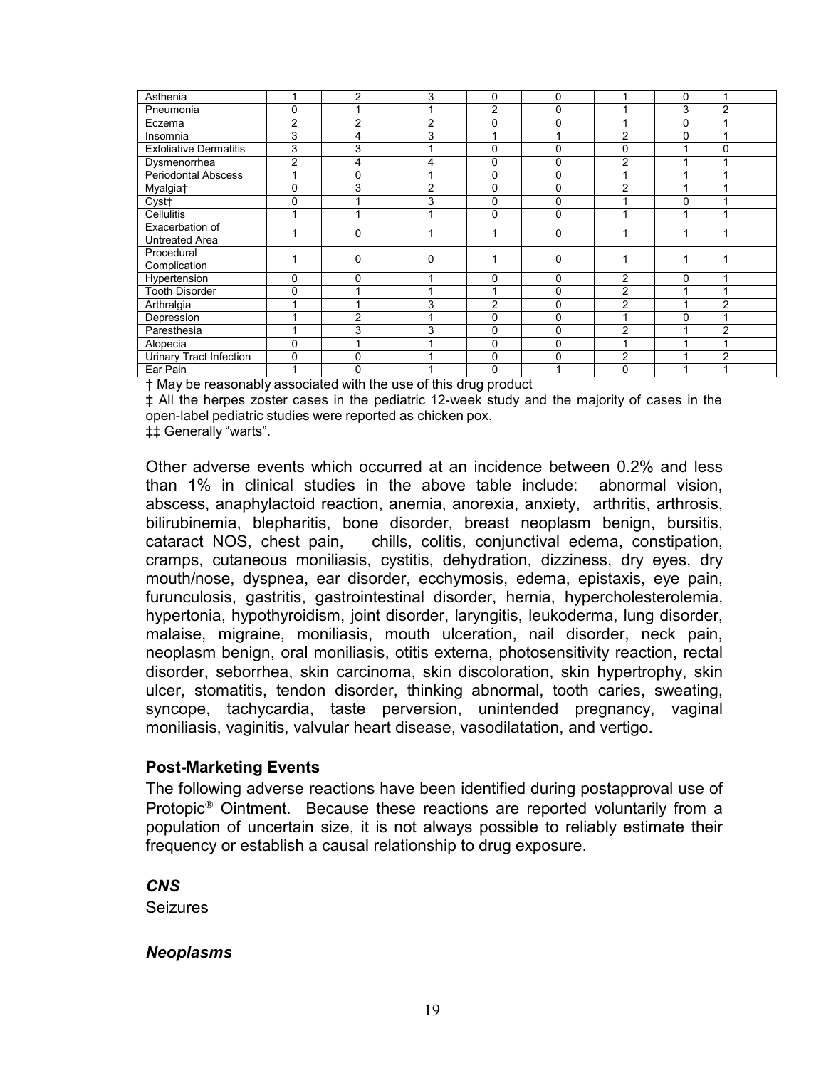| | | | | | | | | |
|---|---|---|---|---|---|---|---|---|
| Asthenia | 1 | 2 | 3 | 0 | 0 | 1 | 0 | 1 |
| Pneumonia | 0 | 1 | 1 | 2 | 0 | 1 | 3 | 2 |
| Eczema | 2 | 2 | 2 | 0 | 0 | 1 | 0 | 1 |
| Insomnia | 3 | 4 | 3 | 1 | 1 | 2 | 0 | 1 |
| Exfoliative Dermatitis | 3 | 3 | 1 | 0 | 0 | 0 | 1 | 0 |
| Dysmenorrhea | 2 | 4 | 4 | 0 | 0 | 2 | 1 | 1 |
| Periodontal Abscess | 1 | 0 | 1 | 0 | 0 | 1 | 1 | 1 |
| Myalgia† | 0 | 3 | 2 | 0 | 0 | 2 | 1 | 1 |
| Cyst† | 0 | 1 | 3 | 0 | 0 | 1 | 0 | 1 |
| Cellulitis | 1 | 1 | 1 | 0 | 0 | 1 | 1 | 1 |
| Exacerbation of Untreated Area | 1 | 0 | 1 | 1 | 0 | 1 | 1 | 1 |
| Procedural Complication | 1 | 0 | 0 | 1 | 0 | 1 | 1 | 1 |
| Hypertension | 0 | 0 | 1 | 0 | 0 | 2 | 0 | 1 |
| Tooth Disorder | 0 | 1 | 1 | 1 | 0 | 2 | 1 | 1 |
| Arthralgia | 1 | 1 | 3 | 2 | 0 | 2 | 1 | 2 |
| Depression | 1 | 2 | 1 | 0 | 0 | 1 | 0 | 1 |
| Paresthesia | 1 | 3 | 3 | 0 | 0 | 2 | 1 | 2 |
| Alopecia | 0 | 1 | 1 | 0 | 0 | 1 | 1 | 1 |
| Urinary Tract Infection | 0 | 0 | 1 | 0 | 0 | 2 | 1 | 2 |
| Ear Pain | 1 | 0 | 1 | 0 | 1 | 0 | 1 | 1 |

† May be reasonably associated with the use of this drug product

‡ All the herpes zoster cases in the pediatric 12-week study and the majority of cases in the open-label pediatric studies were reported as chicken pox.

‡‡ Generally "warts".

Other adverse events which occurred at an incidence between 0.2% and less than 1% in clinical studies in the above table include: abnormal vision, abscess, anaphylactoid reaction, anemia, anorexia, anxiety, arthritis, arthrosis, bilirubinemia, blepharitis, bone disorder, breast neoplasm benign, bursitis, cataract NOS, chest pain, chills, colitis, conjunctival edema, constipation, cramps, cutaneous moniliasis, cystitis, dehydration, dizziness, dry eyes, dry mouth/nose, dyspnea, ear disorder, ecchymosis, edema, epistaxis, eye pain, furunculosis, gastritis, gastrointestinal disorder, hernia, hypercholesterolemia, hypertonia, hypothyroidism, joint disorder, laryngitis, leukoderma, lung disorder, malaise, migraine, moniliasis, mouth ulceration, nail disorder, neck pain, neoplasm benign, oral moniliasis, otitis externa, photosensitivity reaction, rectal disorder, seborrhea, skin carcinoma, skin discoloration, skin hypertrophy, skin ulcer, stomatitis, tendon disorder, thinking abnormal, tooth caries, sweating, syncope, tachycardia, taste perversion, unintended pregnancy, vaginal moniliasis, vaginitis, valvular heart disease, vasodilatation, and vertigo.

### Post-Marketing Events

The following adverse reactions have been identified during postapproval use of Protopic® Ointment. Because these reactions are reported voluntarily from a population of uncertain size, it is not always possible to reliably estimate their frequency or establish a causal relationship to drug exposure.

***CNS***

Seizures

***Neoplasms***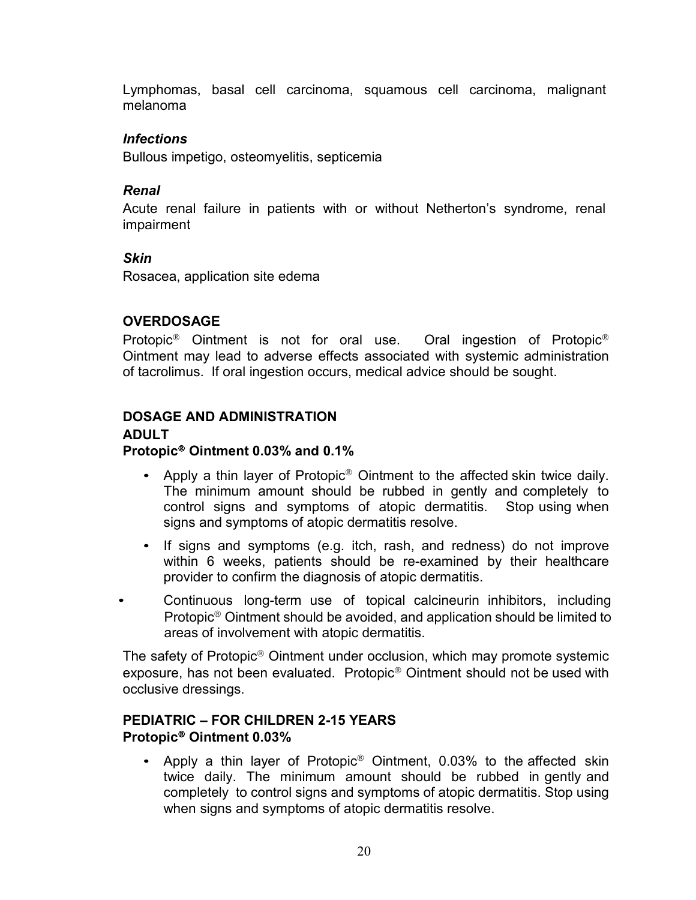Lymphomas, basal cell carcinoma, squamous cell carcinoma, malignant melanoma

***Infections***

Bullous impetigo, osteomyelitis, septicemia

***Renal***

Acute renal failure in patients with or without Netherton's syndrome, renal impairment

***Skin***

Rosacea, application site edema

## OVERDOSAGE

Protopic® Ointment is not for oral use. Oral ingestion of Protopic® Ointment may lead to adverse effects associated with systemic administration of tacrolimus. If oral ingestion occurs, medical advice should be sought.

## DOSAGE AND ADMINISTRATION

### ADULT

**Protopic® Ointment 0.03% and 0.1%**

- Apply a thin layer of Protopic® Ointment to the affected skin twice daily. The minimum amount should be rubbed in gently and completely to control signs and symptoms of atopic dermatitis. Stop using when signs and symptoms of atopic dermatitis resolve.
- If signs and symptoms (e.g. itch, rash, and redness) do not improve within 6 weeks, patients should be re-examined by their healthcare provider to confirm the diagnosis of atopic dermatitis.
- Continuous long-term use of topical calcineurin inhibitors, including Protopic® Ointment should be avoided, and application should be limited to areas of involvement with atopic dermatitis.

The safety of Protopic® Ointment under occlusion, which may promote systemic exposure, has not been evaluated. Protopic® Ointment should not be used with occlusive dressings.

### PEDIATRIC – FOR CHILDREN 2-15 YEARS

**Protopic® Ointment 0.03%**

- Apply a thin layer of Protopic® Ointment, 0.03% to the affected skin twice daily. The minimum amount should be rubbed in gently and completely to control signs and symptoms of atopic dermatitis. Stop using when signs and symptoms of atopic dermatitis resolve.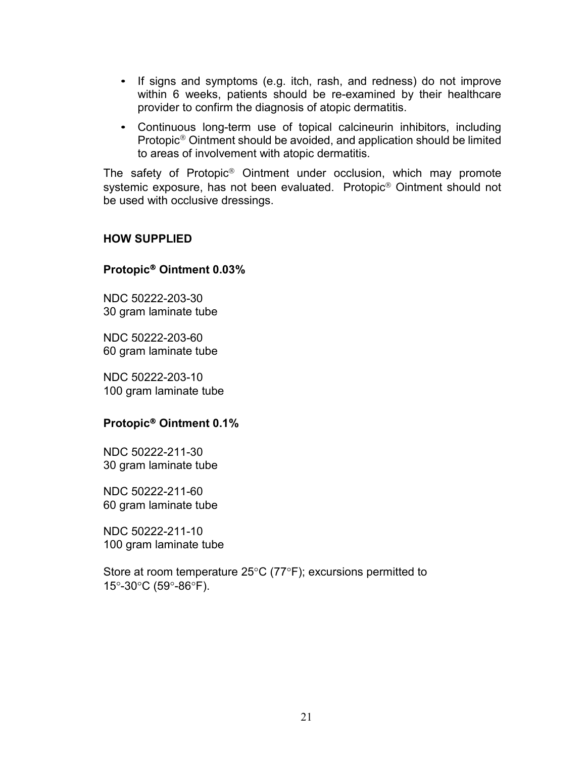- If signs and symptoms (e.g. itch, rash, and redness) do not improve within 6 weeks, patients should be re-examined by their healthcare provider to confirm the diagnosis of atopic dermatitis.
- Continuous long-term use of topical calcineurin inhibitors, including Protopic® Ointment should be avoided, and application should be limited to areas of involvement with atopic dermatitis.

The safety of Protopic® Ointment under occlusion, which may promote systemic exposure, has not been evaluated. Protopic® Ointment should not be used with occlusive dressings.

**HOW SUPPLIED**

**Protopic® Ointment 0.03%**

NDC 50222-203-30
30 gram laminate tube

NDC 50222-203-60
60 gram laminate tube

NDC 50222-203-10
100 gram laminate tube

**Protopic® Ointment 0.1%**

NDC 50222-211-30
30 gram laminate tube

NDC 50222-211-60
60 gram laminate tube

NDC 50222-211-10
100 gram laminate tube

Store at room temperature 25°C (77°F); excursions permitted to 15°-30°C (59°-86°F).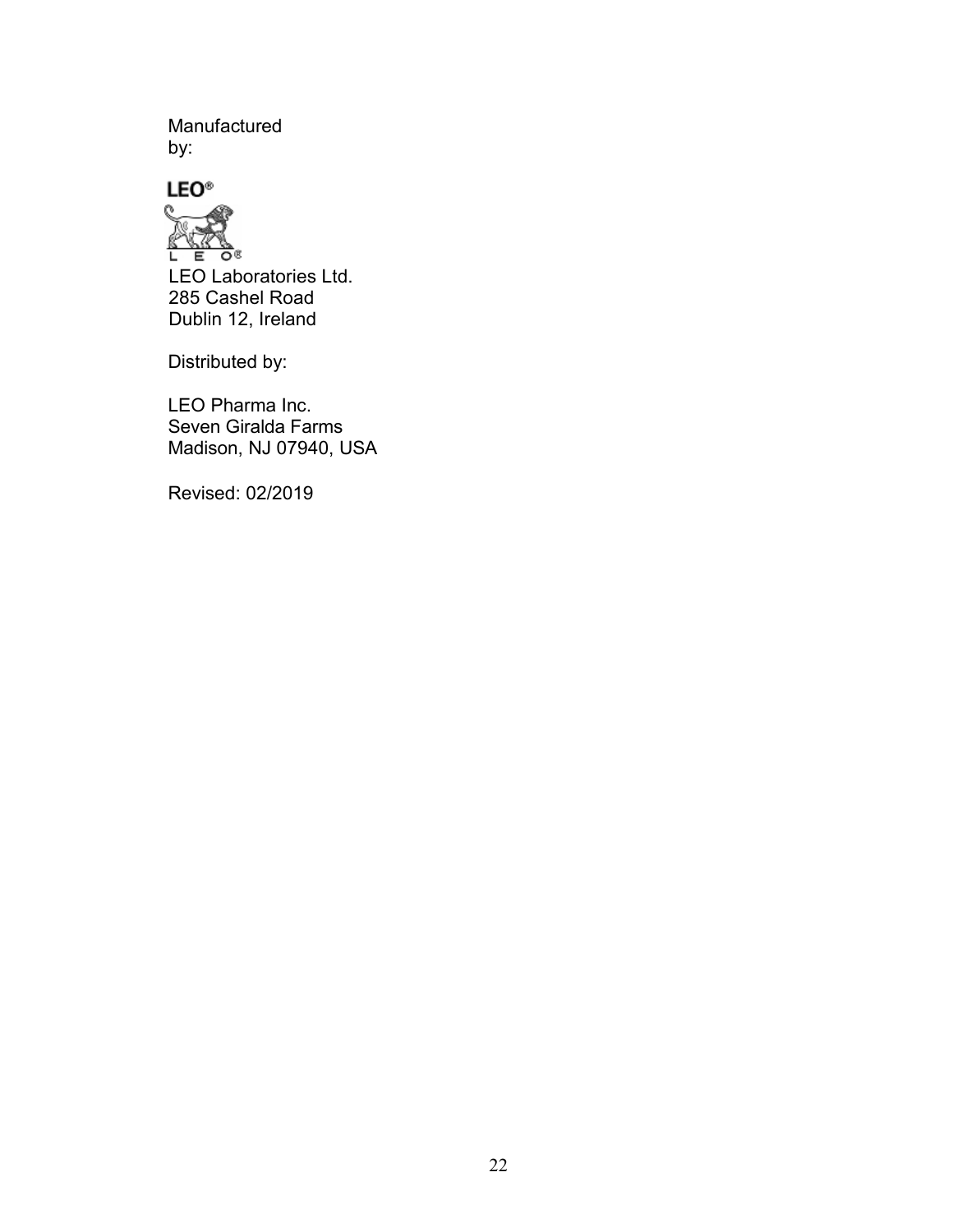Manufactured by:

LEO®

LEO®

LEO Laboratories Ltd.
285 Cashel Road
Dublin 12, Ireland

Distributed by:

LEO Pharma Inc.
Seven Giralda Farms
Madison, NJ 07940, USA

Revised: 02/2019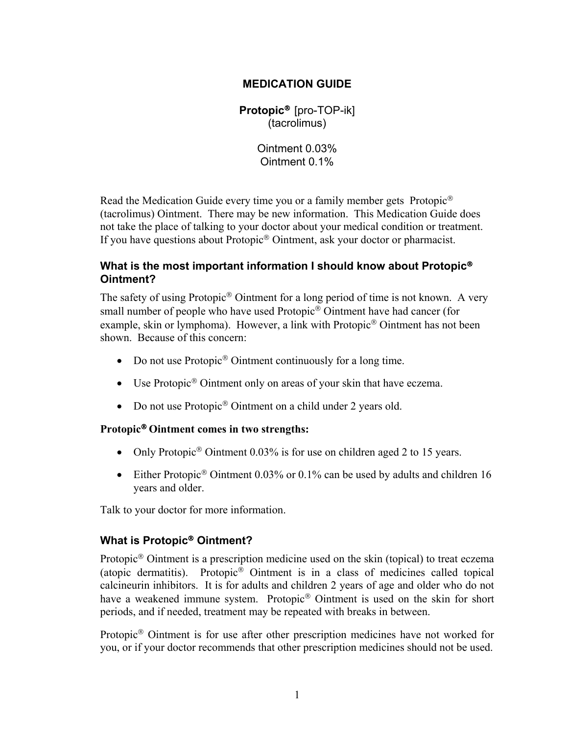# MEDICATION GUIDE

**Protopic®** [pro-TOP-ik]
(tacrolimus)

Ointment 0.03%
Ointment 0.1%

Read the Medication Guide every time you or a family member gets Protopic® (tacrolimus) Ointment. There may be new information. This Medication Guide does not take the place of talking to your doctor about your medical condition or treatment. If you have questions about Protopic® Ointment, ask your doctor or pharmacist.

## What is the most important information I should know about Protopic® Ointment?

The safety of using Protopic® Ointment for a long period of time is not known. A very small number of people who have used Protopic® Ointment have had cancer (for example, skin or lymphoma). However, a link with Protopic® Ointment has not been shown. Because of this concern:

- Do not use Protopic® Ointment continuously for a long time.
- Use Protopic® Ointment only on areas of your skin that have eczema.
- Do not use Protopic® Ointment on a child under 2 years old.

**Protopic® Ointment comes in two strengths:**

- Only Protopic® Ointment 0.03% is for use on children aged 2 to 15 years.
- Either Protopic® Ointment 0.03% or 0.1% can be used by adults and children 16 years and older.

Talk to your doctor for more information.

## What is Protopic® Ointment?

Protopic® Ointment is a prescription medicine used on the skin (topical) to treat eczema (atopic dermatitis). Protopic® Ointment is in a class of medicines called topical calcineurin inhibitors. It is for adults and children 2 years of age and older who do not have a weakened immune system. Protopic® Ointment is used on the skin for short periods, and if needed, treatment may be repeated with breaks in between.

Protopic® Ointment is for use after other prescription medicines have not worked for you, or if your doctor recommends that other prescription medicines should not be used.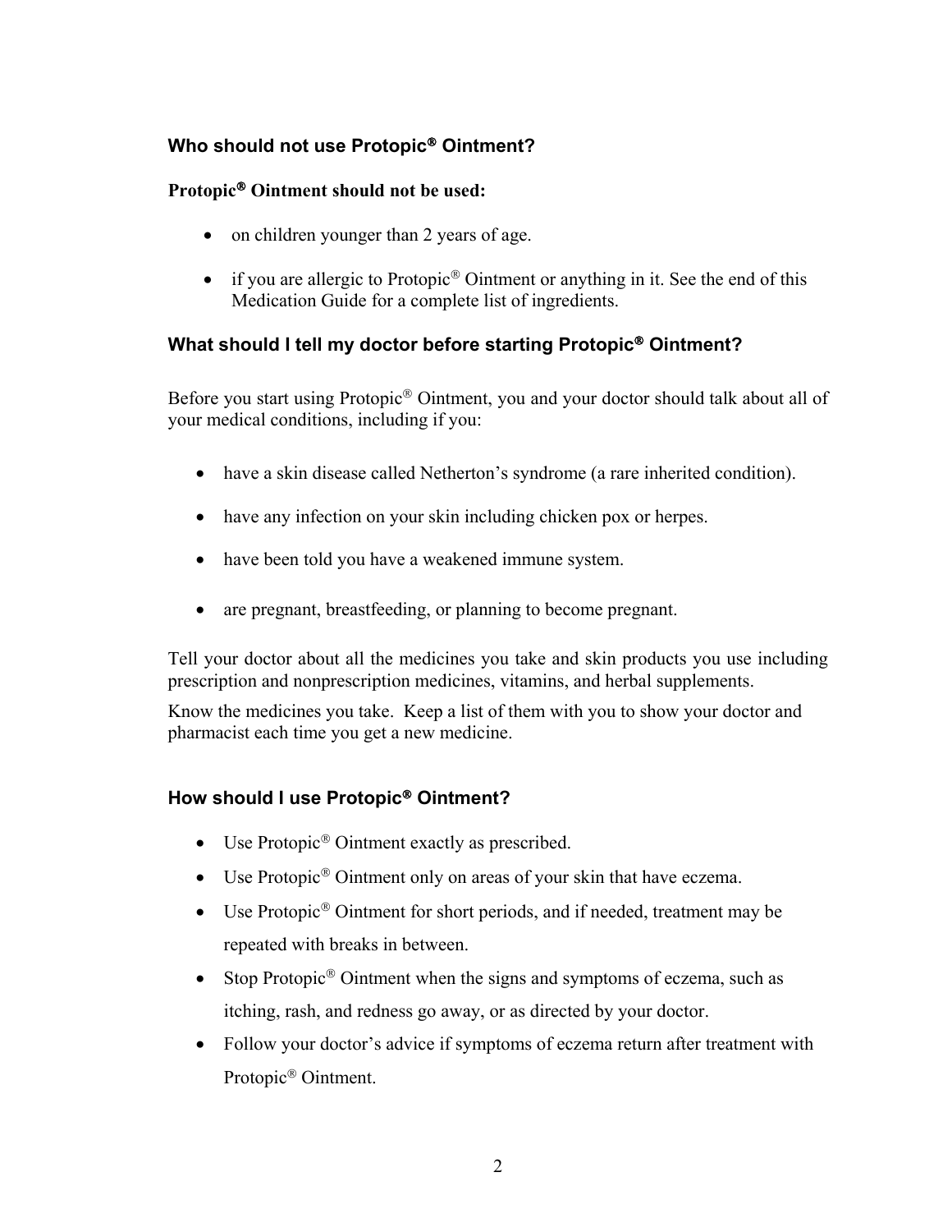## Who should not use Protopic® Ointment?

**Protopic® Ointment should not be used:**

- on children younger than 2 years of age.
- if you are allergic to Protopic® Ointment or anything in it. See the end of this Medication Guide for a complete list of ingredients.

## What should I tell my doctor before starting Protopic® Ointment?

Before you start using Protopic® Ointment, you and your doctor should talk about all of your medical conditions, including if you:

- have a skin disease called Netherton's syndrome (a rare inherited condition).
- have any infection on your skin including chicken pox or herpes.
- have been told you have a weakened immune system.
- are pregnant, breastfeeding, or planning to become pregnant.

Tell your doctor about all the medicines you take and skin products you use including prescription and nonprescription medicines, vitamins, and herbal supplements.

Know the medicines you take. Keep a list of them with you to show your doctor and pharmacist each time you get a new medicine.

## How should I use Protopic® Ointment?

- Use Protopic® Ointment exactly as prescribed.
- Use Protopic® Ointment only on areas of your skin that have eczema.
- Use Protopic® Ointment for short periods, and if needed, treatment may be repeated with breaks in between.
- Stop Protopic® Ointment when the signs and symptoms of eczema, such as itching, rash, and redness go away, or as directed by your doctor.
- Follow your doctor's advice if symptoms of eczema return after treatment with Protopic® Ointment.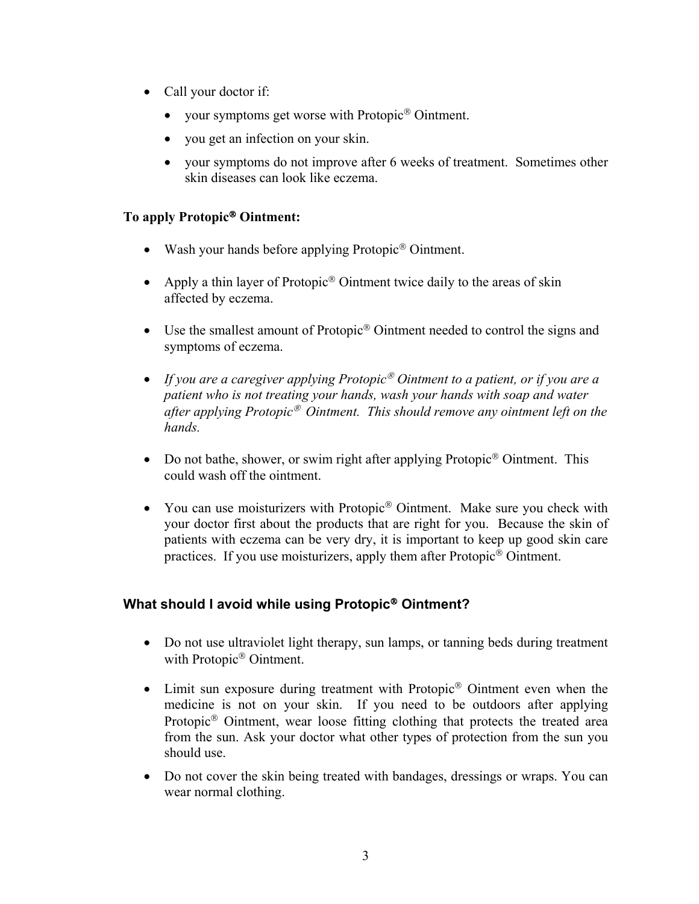- Call your doctor if:
  - your symptoms get worse with Protopic® Ointment.
  - you get an infection on your skin.
  - your symptoms do not improve after 6 weeks of treatment. Sometimes other skin diseases can look like eczema.

**To apply Protopic® Ointment:**

- Wash your hands before applying Protopic® Ointment.
- Apply a thin layer of Protopic® Ointment twice daily to the areas of skin affected by eczema.
- Use the smallest amount of Protopic® Ointment needed to control the signs and symptoms of eczema.
- *If you are a caregiver applying Protopic® Ointment to a patient, or if you are a patient who is not treating your hands, wash your hands with soap and water after applying Protopic® Ointment. This should remove any ointment left on the hands.*
- Do not bathe, shower, or swim right after applying Protopic® Ointment. This could wash off the ointment.
- You can use moisturizers with Protopic® Ointment. Make sure you check with your doctor first about the products that are right for you. Because the skin of patients with eczema can be very dry, it is important to keep up good skin care practices. If you use moisturizers, apply them after Protopic® Ointment.

## What should I avoid while using Protopic® Ointment?

- Do not use ultraviolet light therapy, sun lamps, or tanning beds during treatment with Protopic® Ointment.
- Limit sun exposure during treatment with Protopic® Ointment even when the medicine is not on your skin. If you need to be outdoors after applying Protopic® Ointment, wear loose fitting clothing that protects the treated area from the sun. Ask your doctor what other types of protection from the sun you should use.
- Do not cover the skin being treated with bandages, dressings or wraps. You can wear normal clothing.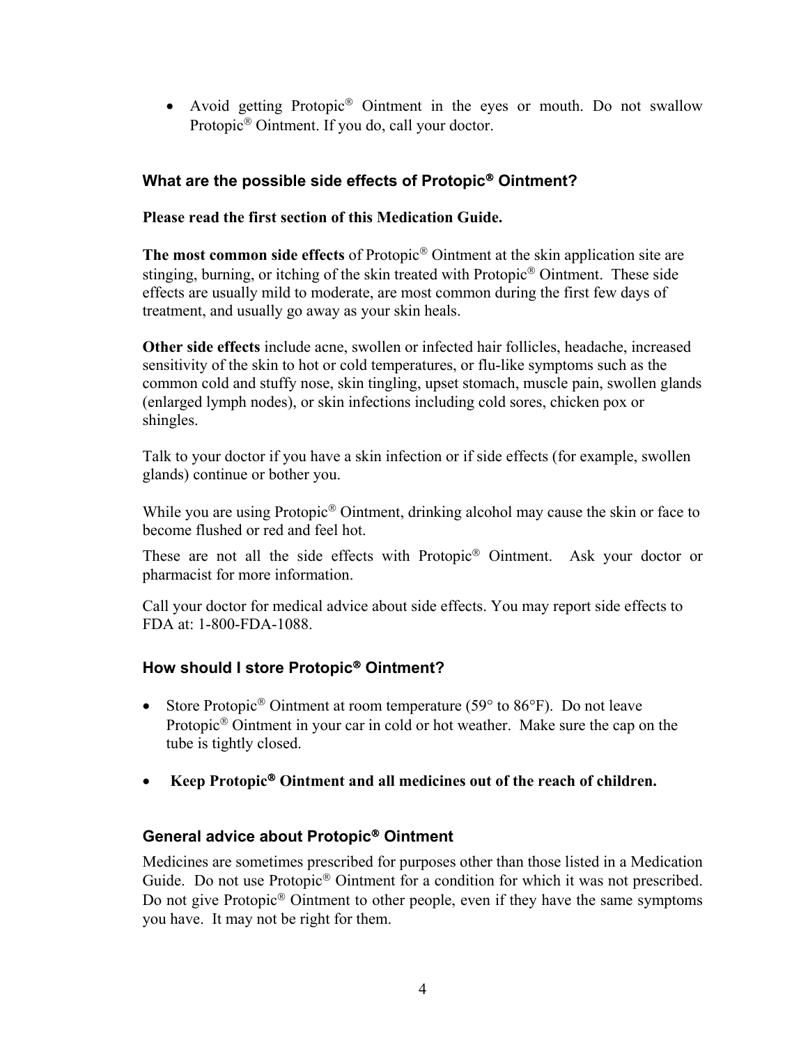- Avoid getting Protopic® Ointment in the eyes or mouth. Do not swallow Protopic® Ointment. If you do, call your doctor.

### What are the possible side effects of Protopic® Ointment?

**Please read the first section of this Medication Guide.**

**The most common side effects** of Protopic® Ointment at the skin application site are stinging, burning, or itching of the skin treated with Protopic® Ointment. These side effects are usually mild to moderate, are most common during the first few days of treatment, and usually go away as your skin heals.

**Other side effects** include acne, swollen or infected hair follicles, headache, increased sensitivity of the skin to hot or cold temperatures, or flu-like symptoms such as the common cold and stuffy nose, skin tingling, upset stomach, muscle pain, swollen glands (enlarged lymph nodes), or skin infections including cold sores, chicken pox or shingles.

Talk to your doctor if you have a skin infection or if side effects (for example, swollen glands) continue or bother you.

While you are using Protopic® Ointment, drinking alcohol may cause the skin or face to become flushed or red and feel hot.

These are not all the side effects with Protopic® Ointment. Ask your doctor or pharmacist for more information.

Call your doctor for medical advice about side effects. You may report side effects to FDA at: 1-800-FDA-1088.

### How should I store Protopic® Ointment?

- Store Protopic® Ointment at room temperature (59° to 86°F). Do not leave Protopic® Ointment in your car in cold or hot weather. Make sure the cap on the tube is tightly closed.
- **Keep Protopic® Ointment and all medicines out of the reach of children.**

### General advice about Protopic® Ointment

Medicines are sometimes prescribed for purposes other than those listed in a Medication Guide. Do not use Protopic® Ointment for a condition for which it was not prescribed. Do not give Protopic® Ointment to other people, even if they have the same symptoms you have. It may not be right for them.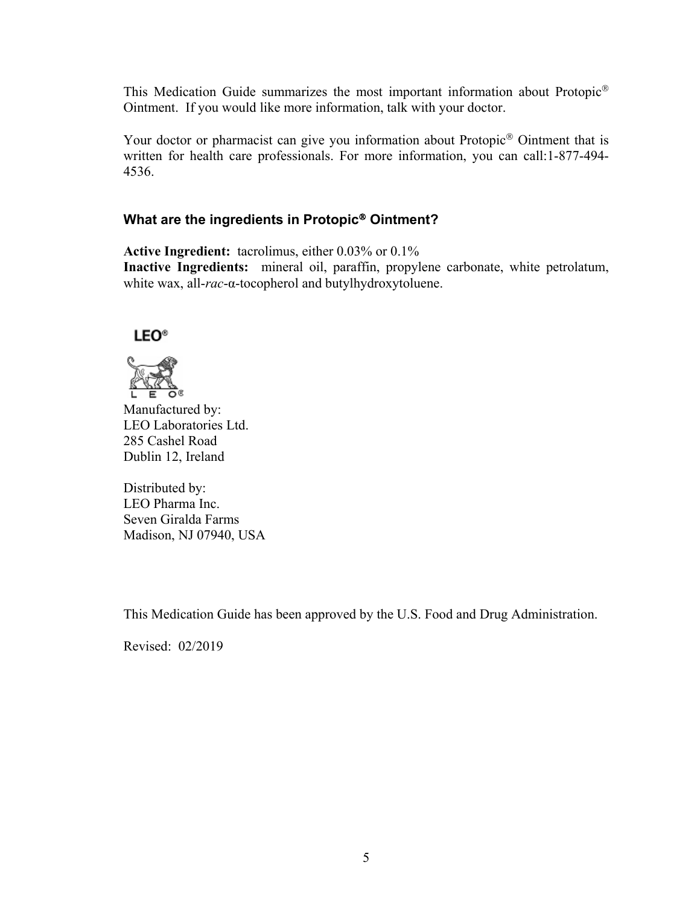This Medication Guide summarizes the most important information about Protopic® Ointment. If you would like more information, talk with your doctor.

Your doctor or pharmacist can give you information about Protopic® Ointment that is written for health care professionals. For more information, you can call:1-877-494-4536.

### What are the ingredients in Protopic® Ointment?

**Active Ingredient:** tacrolimus, either 0.03% or 0.1%
**Inactive Ingredients:** mineral oil, paraffin, propylene carbonate, white petrolatum, white wax, all-*rac*-α-tocopherol and butylhydroxytoluene.

LEO®

L E O®

Manufactured by:
LEO Laboratories Ltd.
285 Cashel Road
Dublin 12, Ireland

Distributed by:
LEO Pharma Inc.
Seven Giralda Farms
Madison, NJ 07940, USA

This Medication Guide has been approved by the U.S. Food and Drug Administration.

Revised: 02/2019